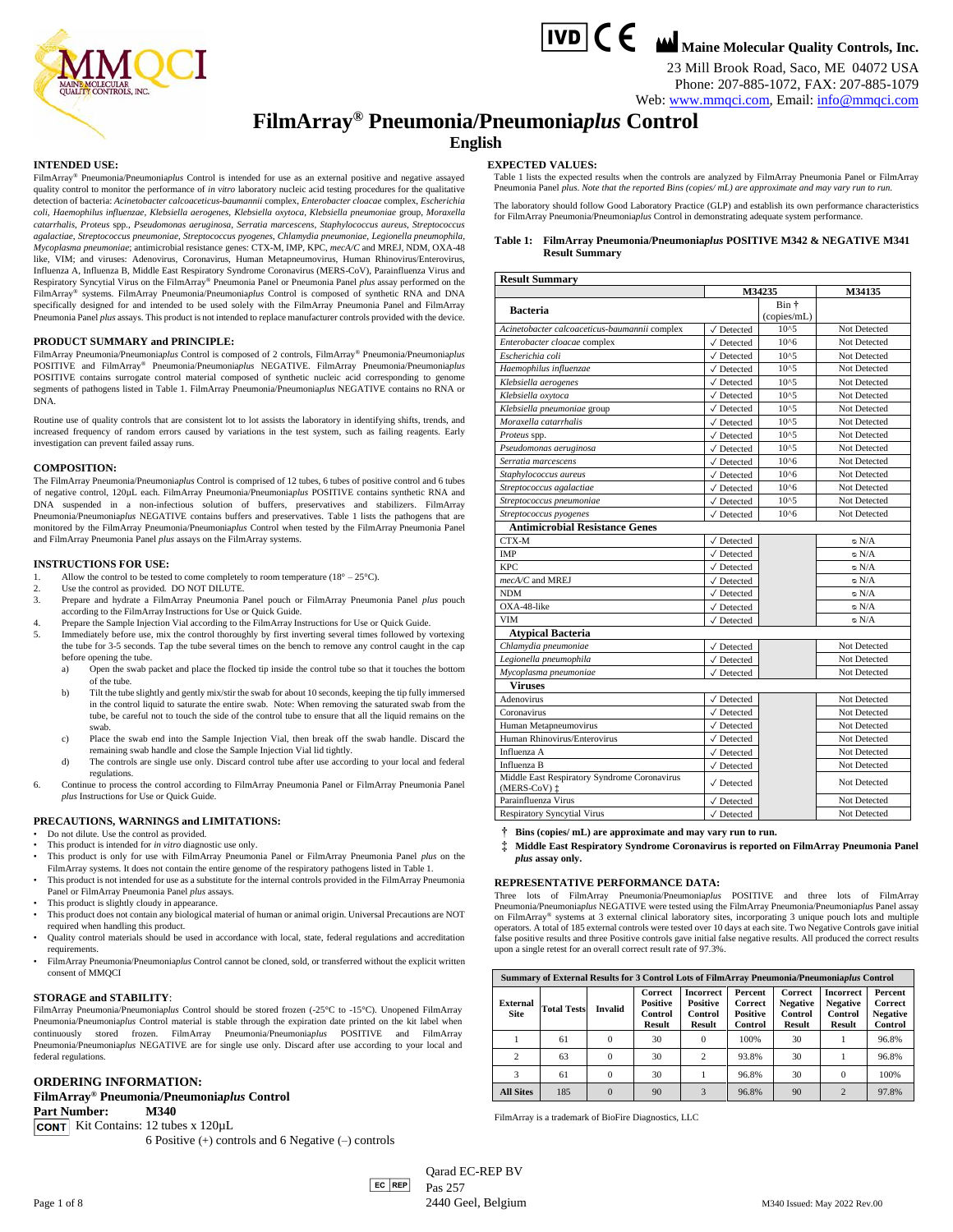IVD CE **Maine Molecular Quality Controls, Inc.**
23 Mill Brook Road, Saco, ME 04072 USA
Phone: 207-885-1072, FAX: 207-885-1079
Web: www.mmqci.com, Email: info@mmqci.com

# FilmArray® Pneumonia/Pneumonia*plus* Control

## English

### INTENDED USE:

FilmArray® Pneumonia/Pneumonia*plus* Control is intended for use as an external positive and negative assayed quality control to monitor the performance of *in vitro* laboratory nucleic acid testing procedures for the qualitative detection of bacteria: *Acinetobacter calcoaceticus-baumannii* complex, *Enterobacter cloacae* complex, *Escherichia coli*, *Haemophilus influenzae*, *Klebsiella aerogenes*, *Klebsiella oxytoca*, *Klebsiella pneumoniae* group, *Moraxella catarrhalis*, *Proteus* spp., *Pseudomonas aeruginosa*, *Serratia marcescens*, *Staphylococcus aureus*, *Streptococcus agalactiae*, *Streptococcus pneumoniae*, *Streptococcus pyogenes*, *Chlamydia pneumoniae*, *Legionella pneumophila*, *Mycoplasma pneumoniae*; antimicrobial resistance genes: CTX-M, IMP, KPC, *mecA/C* and MREJ, NDM, OXA-48 like, VIM; and viruses: Adenovirus, Coronavirus, Human Metapneumovirus, Human Rhinovirus/Enterovirus, Influenza A, Influenza B, Middle East Respiratory Syndrome Coronavirus (MERS-CoV), Parainfluenza Virus and Respiratory Syncytial Virus on the FilmArray® Pneumonia Panel or Pneumonia Panel *plus* assay performed on the FilmArray® systems. FilmArray® Pneumonia/Pneumonia*plus* Control is composed of synthetic RNA and DNA specifically designed for and intended to be used solely with the FilmArray Pneumonia Panel and FilmArray Pneumonia Panel *plus* assays. This product is not intended to replace manufacturer controls provided with the device.

### PRODUCT SUMMARY and PRINCIPLE:

FilmArray Pneumonia/Pneumonia*plus* Control is composed of 2 controls, FilmArray® Pneumonia/Pneumonia*plus* POSITIVE and FilmArray® Pneumonia/Pneumonia*plus* NEGATIVE. FilmArray Pneumonia/Pneumonia*plus* POSITIVE contains surrogate control material composed of synthetic nucleic acid corresponding to genome segments of pathogens listed in Table 1. FilmArray Pneumonia/Pneumonia*plus* NEGATIVE contains no RNA or DNA.

Routine use of quality controls that are consistent lot to lot assists the laboratory in identifying shifts, trends, and increased frequency of random errors caused by variations in the test system, such as failing reagents. Early investigation can prevent failed assay runs.

### COMPOSITION:

The FilmArray Pneumonia/Pneumonia*plus* Control is comprised of 12 tubes, 6 tubes of positive control and 6 tubes of negative control, 120µL each. FilmArray Pneumonia/Pneumonia*plus* POSITIVE contains synthetic RNA and DNA suspended in a non-infectious solution of buffers, preservatives and stabilizers. FilmArray Pneumonia/Pneumonia*plus* NEGATIVE contains buffers and preservatives. Table 1 lists the pathogens that are monitored by the FilmArray Pneumonia/Pneumonia*plus* Control when tested by the FilmArray Pneumonia Panel and FilmArray Pneumonia Panel *plus* assays on the FilmArray systems.

### INSTRUCTIONS FOR USE:

1. Allow the control to be tested to come completely to room temperature (18° – 25°C).
2. Use the control as provided. DO NOT DILUTE.
3. Prepare and hydrate a FilmArray Pneumonia Panel pouch or FilmArray Pneumonia Panel *plus* pouch according to the FilmArray Instructions for Use or Quick Guide.
4. Prepare the Sample Injection Vial according to the FilmArray Instructions for Use or Quick Guide.
5. Immediately before use, mix the control thoroughly by first inverting several times followed by vortexing the tube for 3-5 seconds. Tap the tube several times on the bench to remove any control caught in the cap before opening the tube.
   a) Open the swab packet and place the flocked tip inside the control tube so that it touches the bottom of the tube.
   b) Tilt the tube slightly and gently mix/stir the swab for about 10 seconds, keeping the tip fully immersed in the control liquid to saturate the entire swab. Note: When removing the saturated swab from the tube, be careful not to touch the side of the control tube to ensure that all the liquid remains on the swab.
   c) Place the swab end into the Sample Injection Vial, then break off the swab handle. Discard the remaining swab handle and close the Sample Injection Vial lid tightly.
   d) The controls are single use only. Discard control tube after use according to your local and federal regulations.
6. Continue to process the control according to FilmArray Pneumonia Panel or FilmArray Pneumonia Panel *plus* Instructions for Use or Quick Guide.

### PRECAUTIONS, WARNINGS and LIMITATIONS:

- Do not dilute. Use the control as provided.
- This product is intended for *in vitro* diagnostic use only.
- This product is only for use with FilmArray Pneumonia Panel or FilmArray Pneumonia Panel *plus* on the FilmArray systems. It does not contain the entire genome of the respiratory pathogens listed in Table 1.
- This product is not intended for use as a substitute for the internal controls provided in the FilmArray Pneumonia Panel or FilmArray Pneumonia Panel *plus* assays.
- This product is slightly cloudy in appearance.
- This product does not contain any biological material of human or animal origin. Universal Precautions are NOT required when handling this product.
- Quality control materials should be used in accordance with local, state, federal regulations and accreditation requirements.
- FilmArray Pneumonia/Pneumonia*plus* Control cannot be cloned, sold, or transferred without the explicit written consent of MMQCI

### STORAGE and STABILITY:

FilmArray Pneumonia/Pneumonia*plus* Control should be stored frozen (-25°C to -15°C). Unopened FilmArray Pneumonia/Pneumonia*plus* Control material is stable through the expiration date printed on the kit label when continuously stored frozen. FilmArray Pneumonia/Pneumonia*plus* POSITIVE and FilmArray Pneumonia/Pneumonia*plus* NEGATIVE are for single use only. Discard after use according to your local and federal regulations.

### ORDERING INFORMATION:

**FilmArray® Pneumonia/Pneumonia*plus* Control**

**Part Number: M340**

CONT Kit Contains: 12 tubes x 120µL
6 Positive (+) controls and 6 Negative (–) controls

### EXPECTED VALUES:

Table 1 lists the expected results when the controls are analyzed by FilmArray Pneumonia Panel or FilmArray Pneumonia Panel *plus*. *Note that the reported Bins (copies/ mL) are approximate and may vary run to run.*

The laboratory should follow Good Laboratory Practice (GLP) and establish its own performance characteristics for FilmArray Pneumonia/Pneumonia*plus* Control in demonstrating adequate system performance.

**Table 1: FilmArray Pneumonia/Pneumonia*plus* POSITIVE M342 & NEGATIVE M341 Result Summary**

| Result Summary | M34235 | | M34135 |
|---|---|---|---|
| **Bacteria** | | Bin † (copies/mL) | |
| *Acinetobacter calcoaceticus-baumannii* complex | ✓ Detected | 10^5 | Not Detected |
| *Enterobacter cloacae* complex | ✓ Detected | 10^6 | Not Detected |
| *Escherichia coli* | ✓ Detected | 10^5 | Not Detected |
| *Haemophilus influenzae* | ✓ Detected | 10^5 | Not Detected |
| *Klebsiella aerogenes* | ✓ Detected | 10^5 | Not Detected |
| *Klebsiella oxytoca* | ✓ Detected | 10^5 | Not Detected |
| *Klebsiella pneumoniae* group | ✓ Detected | 10^5 | Not Detected |
| *Moraxella catarrhalis* | ✓ Detected | 10^5 | Not Detected |
| *Proteus* spp. | ✓ Detected | 10^5 | Not Detected |
| *Pseudomonas aeruginosa* | ✓ Detected | 10^5 | Not Detected |
| *Serratia marcescens* | ✓ Detected | 10^6 | Not Detected |
| *Staphylococcus aureus* | ✓ Detected | 10^6 | Not Detected |
| *Streptococcus agalactiae* | ✓ Detected | 10^6 | Not Detected |
| *Streptococcus pneumoniae* | ✓ Detected | 10^5 | Not Detected |
| *Streptococcus pyogenes* | ✓ Detected | 10^6 | Not Detected |
| **Antimicrobial Resistance Genes** | | | |
| CTX-M | ✓ Detected | | ⦸ N/A |
| IMP | ✓ Detected | | ⦸ N/A |
| KPC | ✓ Detected | | ⦸ N/A |
| *mecA/C* and MREJ | ✓ Detected | | ⦸ N/A |
| NDM | ✓ Detected | | ⦸ N/A |
| OXA-48-like | ✓ Detected | | ⦸ N/A |
| VIM | ✓ Detected | | ⦸ N/A |
| **Atypical Bacteria** | | | |
| *Chlamydia pneumoniae* | ✓ Detected | | Not Detected |
| *Legionella pneumophila* | ✓ Detected | | Not Detected |
| *Mycoplasma pneumoniae* | ✓ Detected | | Not Detected |
| **Viruses** | | | |
| Adenovirus | ✓ Detected | | Not Detected |
| Coronavirus | ✓ Detected | | Not Detected |
| Human Metapneumovirus | ✓ Detected | | Not Detected |
| Human Rhinovirus/Enterovirus | ✓ Detected | | Not Detected |
| Influenza A | ✓ Detected | | Not Detected |
| Influenza B | ✓ Detected | | Not Detected |
| Middle East Respiratory Syndrome Coronavirus (MERS-CoV) ‡ | ✓ Detected | | Not Detected |
| Parainfluenza Virus | ✓ Detected | | Not Detected |
| Respiratory Syncytial Virus | ✓ Detected | | Not Detected |

**† Bins (copies/ mL) are approximate and may vary run to run.**

**‡ Middle East Respiratory Syndrome Coronavirus is reported on FilmArray Pneumonia Panel *plus* assay only.**

### REPRESENTATIVE PERFORMANCE DATA:

Three lots of FilmArray Pneumonia/Pneumonia*plus* POSITIVE and three lots of FilmArray Pneumonia/Pneumonia*plus* NEGATIVE were tested using the FilmArray Pneumonia/Pneumonia*plus* Panel assay on FilmArray® systems at 3 external clinical laboratory sites, incorporating 3 unique pouch lots and multiple operators. A total of 185 external controls were tested over 10 days at each site. Two Negative Controls gave initial false positive results and three Positive controls gave initial false negative results. All produced the correct results upon a single retest for an overall correct result rate of 97.3%.

| Summary of External Results for 3 Control Lots of FilmArray Pneumonia/Pneumonia*plus* Control | | | | | | | | |
|---|---|---|---|---|---|---|---|---|
| **External Site** | **Total Tests** | **Invalid** | **Correct Positive Control Result** | **Incorrect Positive Control Result** | **Percent Correct Positive Control** | **Correct Negative Control Result** | **Incorrect Negative Control Result** | **Percent Correct Negative Control** |
| 1 | 61 | 0 | 30 | 0 | 100% | 30 | 1 | 96.8% |
| 2 | 63 | 0 | 30 | 2 | 93.8% | 30 | 1 | 96.8% |
| 3 | 61 | 0 | 30 | 1 | 96.8% | 30 | 0 | 100% |
| **All Sites** | 185 | 0 | 90 | 3 | 96.8% | 90 | 2 | 97.8% |

FilmArray is a trademark of BioFire Diagnostics, LLC

EC REP Qarad EC-REP BV
Pas 257
2440 Geel, Belgium

M340 Issued: May 2022 Rev.00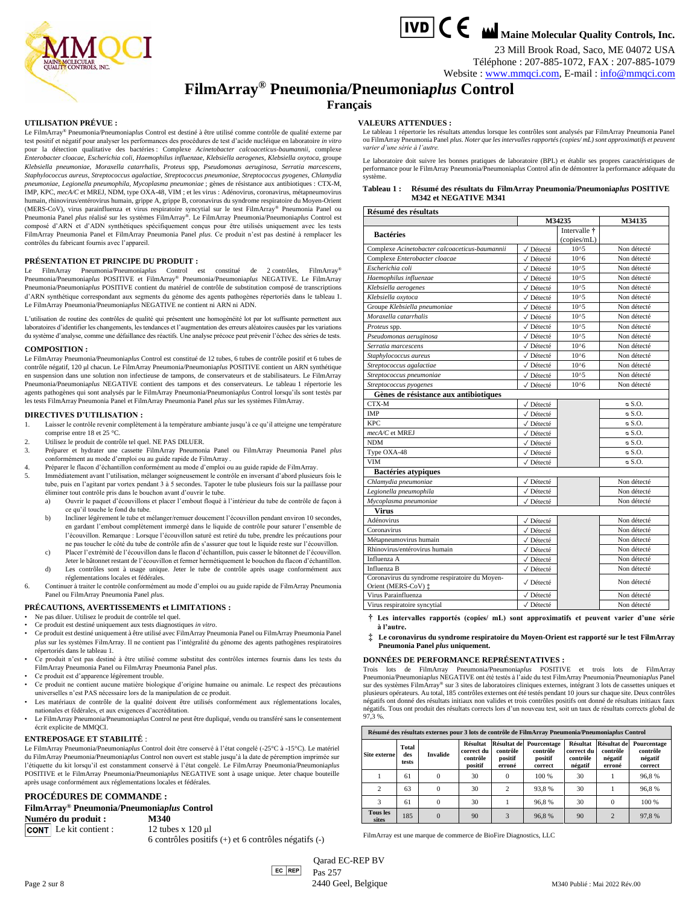IVD CE Maine Molecular Quality Controls, Inc.

23 Mill Brook Road, Saco, ME 04072 USA
Téléphone : 207-885-1072, FAX : 207-885-1079
Website : www.mmqci.com, E-mail : info@mmqci.com

# FilmArray® Pneumonia/Pneumonia*plus* Control

## Français

### UTILISATION PRÉVUE :

Le FilmArray® Pneumonia/Pneumonia*plus* Control est destiné à être utilisé comme contrôle de qualité externe par test positif et négatif pour analyser les performances des procédures de test d'acide nucléique en laboratoire *in vitro* pour la détection qualitative des bactéries : Complexe *Acinetobacter calcoaceticus-baumannii*, complexe *Enterobacter cloacae*, *Escherichia coli*, *Haemophilus influenzae*, *Klebsiella aerogenes*, *Klebsiella oxytoca*, groupe *Klebsiella pneumoniae*, *Moraxella catarrhalis*, *Proteus* spp, *Pseudomonas aeruginosa*, *Serratia marcescens*, *Staphylococcus aureus*, *Streptococcus agalactiae*, *Streptococcus pneumoniae*, *Streptococcus pyogenes*, *Chlamydia pneumoniae*, *Legionella pneumophila*, *Mycoplasma pneumoniae* ; gènes de résistance aux antibiotiques : CTX-M, IMP, KPC, *mecA/C* et MREJ, NDM, type OXA-48, VIM ; et les virus : Adénovirus, coronavirus, métapneumovirus humain, rhinovirus/entérovirus humain, grippe A, grippe B, coronavirus du syndrome respiratoire du Moyen-Orient (MERS-CoV), virus parainfluenza et virus respiratoire syncytial sur le test FilmArray® Pneumonia Panel ou Pneumonia Panel *plus* réalisé sur les systèmes FilmArray®. Le FilmArray Pneumonia/Pneumonia*plus* Control est composé d'ARN et d'ADN synthétiques spécifiquement conçus pour être utilisés uniquement avec les tests FilmArray Pneumonia Panel et FilmArray Pneumonia Panel *plus*. Ce produit n'est pas destiné à remplacer les contrôles du fabricant fournis avec l'appareil.

### PRÉSENTATION ET PRINCIPE DU PRODUIT :

Le FilmArray Pneumonia/Pneumonia*plus* Control est constitué de 2 contrôles, FilmArray® Pneumonia/Pneumonia*plus* POSITIVE et FilmArray® Pneumonia/Pneumonia*plus* NEGATIVE. Le FilmArray Pneumonia/Pneumonia*plus* POSITIVE contient du matériel de contrôle de substitution composé de transcriptions d'ARN synthétique correspondant aux segments du génome des agents pathogènes répertoriés dans le tableau 1. Le FilmArray Pneumonia/Pneumonia*plus* NEGATIVE ne contient ni ARN ni ADN.

L'utilisation de routine des contrôles de qualité qui présentent une homogénéité lot par lot suffisante permettent aux laboratoires d'identifier les changements, les tendances et l'augmentation des erreurs aléatoires causées par les variations du système d'analyse, comme une défaillance des réactifs. Une analyse précoce peut prévenir l'échec des séries de tests.

### COMPOSITION :

Le FilmArray Pneumonia/Pneumonia*plus* Control est constitué de 12 tubes, 6 tubes de contrôle positif et 6 tubes de contrôle négatif, 120 µl chacun. Le FilmArray Pneumonia/Pneumonia*plus* POSITIVE contient un ARN synthétique en suspension dans une solution non infectieuse de tampons, de conservateurs et de stabilisateurs. Le FilmArray Pneumonia/Pneumonia*plus* NEGATIVE contient des tampons et des conservateurs. Le tableau 1 répertorie les agents pathogènes qui sont analysés par le FilmArray Pneumonia/Pneumonia*plus* Control lorsqu'ils sont testés par les tests FilmArray Pneumonia Panel et FilmArray Pneumonia Panel *plus* sur les systèmes FilmArray.

### DIRECTIVES D'UTILISATION :

1. Laisser le contrôle revenir complètement à la température ambiante jusqu'à ce qu'il atteigne une température comprise entre 18 et 25 °C.
2. Utilisez le produit de contrôle tel quel. NE PAS DILUER.
3. Préparer et hydrater une cassette FilmArray Pneumonia Panel ou FilmArray Pneumonia Panel *plus* conformément au mode d'emploi ou au guide rapide de FilmArray .
4. Préparer le flacon d'échantillon conformément au mode d'emploi ou au guide rapide de FilmArray.
5. Immédiatement avant l'utilisation, mélanger soigneusement le contrôle en inversant d'abord plusieurs fois le tube, puis en l'agitant par vortex pendant 3 à 5 secondes. Tapoter le tube plusieurs fois sur la paillasse pour éliminer tout contrôle pris dans le bouchon avant d'ouvrir le tube.
   a) Ouvrir le paquet d'écouvillons et placer l'embout floqué à l'intérieur du tube de contrôle de façon à ce qu'il touche le fond du tube.
   b) Incliner légèrement le tube et mélanger/remuer doucement l'écouvillon pendant environ 10 secondes, en gardant l'embout complètement immergé dans le liquide de contrôle pour saturer l'ensemble de l'écouvillon. Remarque : Lorsque l'écouvillon saturé est retiré du tube, prendre les précautions pour ne pas toucher le côté du tube de contrôle afin de s'assurer que tout le liquide reste sur l'écouvillon.
   c) Placer l'extrémité de l'écouvillon dans le flacon d'échantillon, puis casser le bâtonnet de l'écouvillon. Jeter le bâtonnet restant de l'écouvillon et fermer hermétiquement le bouchon du flacon d'échantillon.
   d) Les contrôles sont à usage unique. Jeter le tube de contrôle après usage conformément aux réglementations locales et fédérales.
6. Continuer à traiter le contrôle conformément au mode d'emploi ou au guide rapide de FilmArray Pneumonia Panel ou FilmArray Pneumonia Panel *plus*.

### PRÉCAUTIONS, AVERTISSEMENTS et LIMITATIONS :

- Ne pas diluer. Utilisez le produit de contrôle tel quel.
- Ce produit est destiné uniquement aux tests diagnostiques *in vitro*.
- Ce produit est destiné uniquement à être utilisé avec FilmArray Pneumonia Panel ou FilmArray Pneumonia Panel *plus* sur les systèmes FilmArray. Il ne contient pas l'intégralité du génome des agents pathogènes respiratoires répertoriés dans le tableau 1.
- Ce produit n'est pas destiné à être utilisé comme substitut des contrôles internes fournis dans les tests du FilmArray Pneumonia Panel ou FilmArray Pneumonia Panel *plus*.
- Ce produit est d'apparence légèrement trouble.
- Ce produit ne contient aucune matière biologique d'origine humaine ou animale. Le respect des précautions universelles n'est PAS nécessaire lors de la manipulation de ce produit.
- Les matériaux de contrôle de la qualité doivent être utilisés conformément aux réglementations locales, nationales et fédérales, et aux exigences d'accréditation.
- Le FilmArray Pneumonia/Pneumonia*plus* Control ne peut être dupliqué, vendu ou transféré sans le consentement écrit explicite de MMQCI.

### ENTREPOSAGE ET STABILITÉ :

Le FilmArray Pneumonia/Pneumonia*plus* Control doit être conservé à l'état congelé (-25°C à -15°C). Le matériel du FilmArray Pneumonia/Pneumonia*plus* Control non ouvert est stable jusqu'à la date de péremption imprimée sur l'étiquette du kit lorsqu'il est constamment conservé à l'état congelé. Le FilmArray Pneumonia/Pneumonia*plus* POSITIVE et le FilmArray Pneumonia/Pneumonia*plus* NEGATIVE sont à usage unique. Jeter chaque bouteille après usage conformément aux réglementations locales et fédérales.

### PROCÉDURES DE COMMANDE :

**FilmArray® Pneumonia/Pneumonia*plus* Control**

**Numéro du produit :** **M340**

CONT Le kit contient : 12 tubes x 120 µl
6 contrôles positifs (+) et 6 contrôles négatifs (-)

### VALEURS ATTENDUES :

Le tableau 1 répertorie les résultats attendus lorsque les contrôles sont analysés par FilmArray Pneumonia Panel ou FilmArray Pneumonia Panel *plus*. *Noter que les intervalles rapportés (copies/ mL) sont approximatifs et peuvent varier d'une série à l'autre.*

Le laboratoire doit suivre les bonnes pratiques de laboratoire (BPL) et établir ses propres caractéristiques de performance pour le FilmArray Pneumonia/Pneumonia*plus* Control afin de démontrer la performance adéquate du système.

**Tableau 1 : Résumé des résultats du FilmArray Pneumonia/Pneumonia*plus* POSITIVE M342 et NEGATIVE M341**

| Résumé des résultats | | | |
|---|---|---|---|
| | M34235 | | M34135 |
| **Bactéries** | | Intervalle † (copies/mL) | |
| Complexe *Acinetobacter calcoaceticus-baumannii* | ✓ Détecté | 10^5 | Non détecté |
| Complexe *Enterobacter cloacae* | ✓ Détecté | 10^6 | Non détecté |
| *Escherichia coli* | ✓ Détecté | 10^5 | Non détecté |
| *Haemophilus influenzae* | ✓ Détecté | 10^5 | Non détecté |
| *Klebsiella aerogenes* | ✓ Détecté | 10^5 | Non détecté |
| *Klebsiella oxytoca* | ✓ Détecté | 10^5 | Non détecté |
| Groupe *Klebsiella pneumoniae* | ✓ Détecté | 10^5 | Non détecté |
| *Moraxella catarrhalis* | ✓ Détecté | 10^5 | Non détecté |
| *Proteus* spp. | ✓ Détecté | 10^5 | Non détecté |
| *Pseudomonas aeruginosa* | ✓ Détecté | 10^5 | Non détecté |
| *Serratia marcescens* | ✓ Détecté | 10^6 | Non détecté |
| *Staphylococcus aureus* | ✓ Détecté | 10^6 | Non détecté |
| *Streptococcus agalactiae* | ✓ Détecté | 10^6 | Non détecté |
| *Streptococcus pneumoniae* | ✓ Détecté | 10^5 | Non détecté |
| *Streptococcus pyogenes* | ✓ Détecté | 10^6 | Non détecté |
| **Gènes de résistance aux antibiotiques** | | | |
| CTX-M | ✓ Détecté | | ⊘ S.O. |
| IMP | ✓ Détecté | | ⊘ S.O. |
| KPC | ✓ Détecté | | ⊘ S.O. |
| *mecA/C* et MREJ | ✓ Détecté | | ⊘ S.O. |
| NDM | ✓ Détecté | | ⊘ S.O. |
| Type OXA-48 | ✓ Détecté | | ⊘ S.O. |
| VIM | ✓ Détecté | | ⊘ S.O. |
| **Bactéries atypiques** | | | |
| *Chlamydia pneumoniae* | ✓ Détecté | | Non détecté |
| *Legionella pneumophila* | ✓ Détecté | | Non détecté |
| *Mycoplasma pneumoniae* | ✓ Détecté | | Non détecté |
| **Virus** | | | |
| Adénovirus | ✓ Détecté | | Non détecté |
| Coronavirus | ✓ Détecté | | Non détecté |
| Métapneumovirus humain | ✓ Détecté | | Non détecté |
| Rhinovirus/entérovirus humain | ✓ Détecté | | Non détecté |
| Influenza A | ✓ Détecté | | Non détecté |
| Influenza B | ✓ Détecté | | Non détecté |
| Coronavirus du syndrome respiratoire du Moyen-Orient (MERS-CoV) ‡ | ✓ Détecté | | Non détecté |
| Virus Parainfluenza | ✓ Détecté | | Non détecté |
| Virus respiratoire syncytial | ✓ Détecté | | Non détecté |

**† Les intervalles rapportés (copies/ mL) sont approximatifs et peuvent varier d'une série à l'autre.**

**‡ Le coronavirus du syndrome respiratoire du Moyen-Orient est rapporté sur le test FilmArray Pneumonia Panel *plus* uniquement.**

### DONNÉES DE PERFORMANCE REPRÉSENTATIVES :

Trois lots de FilmArray Pneumonia/Pneumonia*plus* POSITIVE et trois lots de FilmArray Pneumonia/Pneumonia*plus* NEGATIVE ont été testés à l'aide du test FilmArray Pneumonia/Pneumonia*plus* Panel sur des systèmes FilmArray® sur 3 sites de laboratoires cliniques externes, intégrant 3 lots de cassettes uniques et plusieurs opérateurs. Au total, 185 contrôles externes ont été testés pendant 10 jours sur chaque site. Deux contrôles négatifs ont donné des résultats initiaux non valides et trois contrôles positifs ont donné de résultats initiaux faux négatifs. Tous ont produit des résultats corrects lors d'un nouveau test, soit un taux de résultats correct global de 97,3 %.

| Résumé des résultats externes pour 3 lots de contrôle de FilmArray Pneumonia/Pneumonia*plus* Control | | | | | | | | |
|---|---|---|---|---|---|---|---|---|
| Site externe | Total des tests | Invalide | Résultat correct du contrôle positif | Résultat de contrôle positif erroné | Pourcentage contrôle positif correct | Résultat correct du contrôle négatif | Résultat de contrôle négatif erroné | Pourcentage contrôle négatif correct |
| 1 | 61 | 0 | 30 | 0 | 100 % | 30 | 1 | 96,8 % |
| 2 | 63 | 0 | 30 | 2 | 93,8 % | 30 | 1 | 96,8 % |
| 3 | 61 | 0 | 30 | 1 | 96,8 % | 30 | 0 | 100 % |
| Tous les sites | 185 | 0 | 90 | 3 | 96,8 % | 90 | 2 | 97,8 % |

FilmArray est une marque de commerce de BioFire Diagnostics, LLC

EC REP Qarad EC-REP BV
Pas 257
2440 Geel, Belgique

M340 Publié : Mai 2022 Rév.00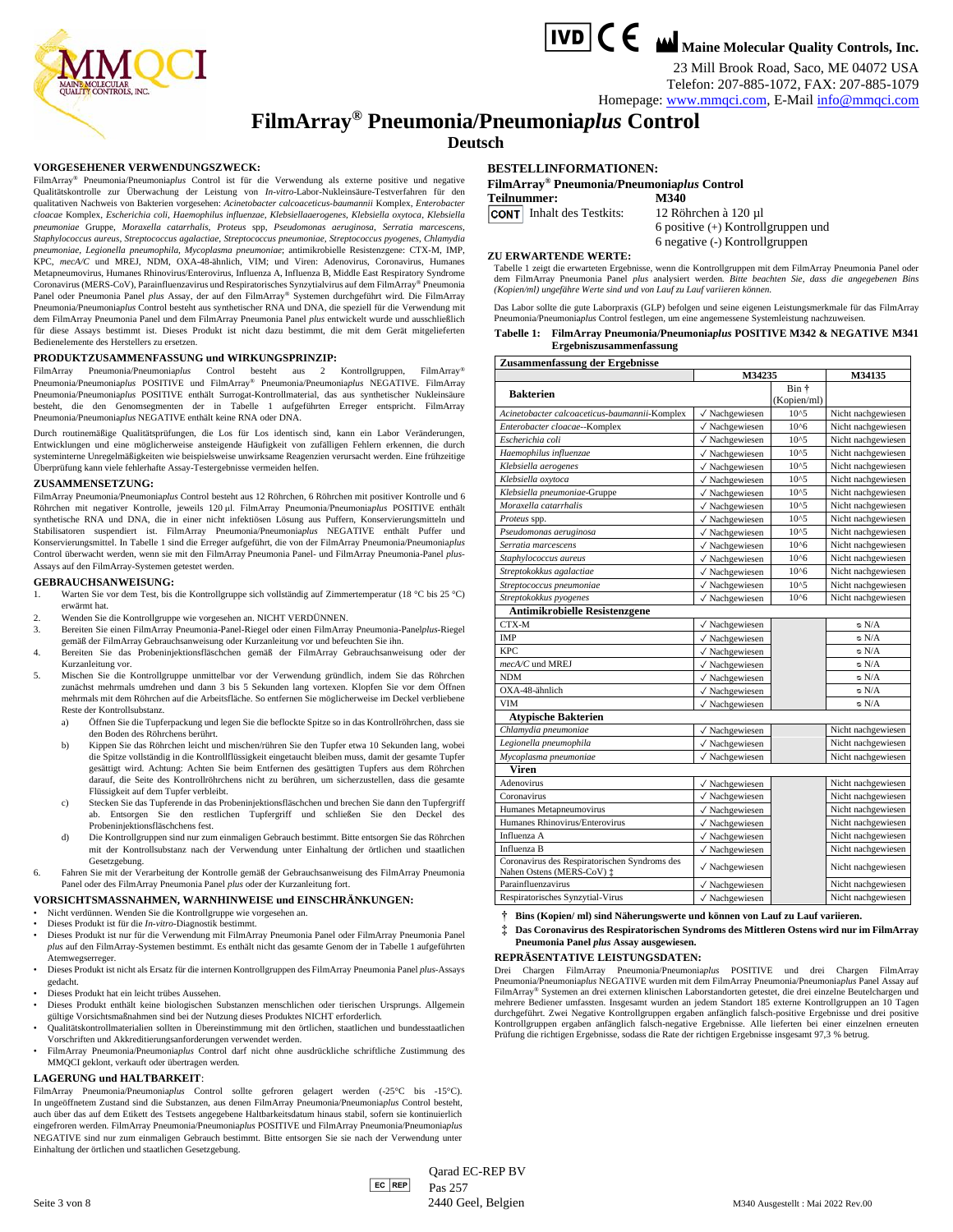Maine Molecular Quality Controls, Inc.
23 Mill Brook Road, Saco, ME 04072 USA
Telefon: 207-885-1072, FAX: 207-885-1079
Homepage: www.mmqci.com, E-Mail info@mmqci.com

# FilmArray® Pneumonia/Pneumonia*plus* Control

## Deutsch

### VORGESEHENER VERWENDUNGSZWECK:

FilmArray® Pneumonia/Pneumonia*plus* Control ist für die Verwendung als externe positive und negative Qualitätskontrolle zur Überwachung der Leistung von *In-vitro*-Labor-Nukleinsäure-Testverfahren für den qualitativen Nachweis von Bakterien vorgesehen: *Acinetobacter calcoaceticus-baumannii* Komplex, *Enterobacter cloacae* Komplex, *Escherichia coli*, *Haemophilus influenzae*, *Klebsiellaaerogenes*, *Klebsiella oxytoca*, *Klebsiella pneumoniae* Gruppe, *Moraxella catarrhalis*, *Proteus* spp, *Pseudomonas aeruginosa*, *Serratia marcescens*, *Staphylococcus aureus*, *Streptococcus agalactiae*, *Streptococcus pneumoniae*, *Streptococcus pyogenes*, *Chlamydia pneumoniae*, *Legionella pneumophila*, *Mycoplasma pneumoniae*; antimikrobielle Resistenzgene: CTX-M, IMP, KPC, *mecA/C* und MREJ, NDM, OXA-48-ähnlich, VIM; und Viren: Adenovirus, Coronavirus, Humanes Metapneumovirus, Humanes Rhinovirus/Enterovirus, Influenza A, Influenza B, Middle East Respiratory Syndrome Coronavirus (MERS-CoV), Parainfluenzavirus und Respiratorisches Synzytialvirus auf dem FilmArray® Pneumonia Panel oder Pneumonia Panel *plus* Assay, der auf den FilmArray® Systemen durchgeführt wird. Die FilmArray Pneumonia/Pneumonia*plus* Control besteht aus synthetischer RNA und DNA, die speziell für die Verwendung mit dem FilmArray Pneumonia Panel und dem FilmArray Pneumonia Panel *plus* entwickelt wurde und ausschließlich für diese Assays bestimmt ist. Dieses Produkt ist nicht dazu bestimmt, die mit dem Gerät mitgelieferten Bedienelemente des Herstellers zu ersetzen.

### PRODUKTZUSAMMENFASSUNG und WIRKUNGSPRINZIP:

FilmArray Pneumonia/Pneumonia*plus* Control besteht aus 2 Kontrollgruppen, FilmArray® Pneumonia/Pneumonia*plus* POSITIVE und FilmArray® Pneumonia/Pneumonia*plus* NEGATIVE. FilmArray Pneumonia/Pneumonia*plus* POSITIVE enthält Surrogat-Kontrollmaterial, das aus synthetischer Nukleinsäure besteht, die den Genomsegmenten der in Tabelle 1 aufgeführten Erreger entspricht. FilmArray Pneumonia/Pneumonia*plus* NEGATIVE enthält keine RNA oder DNA.

Durch routinemäßige Qualitätsprüfungen, die Los für Los identisch sind, kann ein Labor Veränderungen, Entwicklungen und eine möglicherweise ansteigende Häufigkeit von zufälligen Fehlern erkennen, die durch systeminterne Unregelmäßigkeiten wie beispielsweise unwirksame Reagenzien verursacht werden. Eine frühzeitige Überprüfung kann viele fehlerhafte Assay-Testergebnisse vermeiden helfen.

### ZUSAMMENSETZUNG:

FilmArray Pneumonia/Pneumonia*plus* Control besteht aus 12 Röhrchen, 6 Röhrchen mit positiver Kontrolle und 6 Röhrchen mit negativer Kontrolle, jeweils 120 µl. FilmArray Pneumonia/Pneumonia*plus* POSITIVE enthält synthetische RNA und DNA, die in einer nicht infektiösen Lösung aus Puffern, Konservierungsmitteln und Stabilisatoren suspendiert ist. FilmArray Pneumonia/Pneumonia*plus* NEGATIVE enthält Puffer und Konservierungsmittel. In Tabelle 1 sind die Erreger aufgeführt, die von der FilmArray Pneumonia/Pneumonia*plus* Control überwacht werden, wenn sie mit dem FilmArray Pneumonia Panel- und FilmArray Pneumonia-Panel *plus*-Assays auf den FilmArray-Systemen getestet werden.

### GEBRAUCHSANWEISUNG:

1. Warten Sie vor dem Test, bis die Kontrollgruppe sich vollständig auf Zimmertemperatur (18 °C bis 25 °C) erwärmt hat.
2. Wenden Sie die Kontrollgruppe wie vorgesehen an. NICHT VERDÜNNEN.
3. Bereiten Sie einen FilmArray Pneumonia-Panel-Riegel oder einen FilmArray Pneumonia-Panel*plus*-Riegel gemäß der FilmArray Gebrauchsanweisung oder Kurzanleitung vor und befeuchten Sie ihn.
4. Bereiten Sie das Probeninjektionsfläschchen gemäß der FilmArray Gebrauchsanweisung oder der Kurzanleitung vor.
5. Mischen Sie die Kontrollgruppe unmittelbar vor der Verwendung gründlich, indem Sie das Röhrchen zunächst mehrmals umdrehen und dann 3 bis 5 Sekunden lang vortexen. Klopfen Sie vor dem Öffnen mehrmals mit dem Röhrchen auf die Arbeitsfläche. So entfernen Sie möglicherweise im Deckel verbliebene Reste der Kontrollsubstanz.
   a) Öffnen Sie die Tupferpackung und legen Sie die beflockte Spitze so in das Kontrollröhrchen, dass sie den Boden des Röhrchens berührt.
   b) Kippen Sie das Röhrchen leicht und mischen/rühren Sie den Tupfer etwa 10 Sekunden lang, wobei die Spitze vollständig in die Kontrollflüssigkeit eingetaucht bleiben muss, damit der gesamte Tupfer gesättigt wird. Achtung: Achten Sie beim Entfernen des gesättigten Tupfers aus dem Röhrchen darauf, die Seite des Kontrollröhrchens nicht zu berühren, um sicherzustellen, dass die gesamte Flüssigkeit auf dem Tupfer verbleibt.
   c) Stecken Sie das Tupferende in das Probeninjektionsfläschchen und brechen Sie dann den Tupfergriff ab. Entsorgen Sie den restlichen Tupfergriff und schließen Sie den Deckel des Probeninjektionsfläschchens fest.
   d) Die Kontrollgruppen sind nur zum einmaligen Gebrauch bestimmt. Bitte entsorgen Sie das Röhrchen mit der Kontrollsubstanz nach der Verwendung unter Einhaltung der örtlichen und staatlichen Gesetzgebung.
6. Fahren Sie mit der Verarbeitung der Kontrolle gemäß der Gebrauchsanweisung des FilmArray Pneumonia Panel oder des FilmArray Pneumonia Panel *plus* oder der Kurzanleitung fort.

### VORSICHTSMASSNAHMEN, WARNHINWEISE und EINSCHRÄNKUNGEN:

- Nicht verdünnen. Wenden Sie die Kontrollgruppe wie vorgesehen an.
- Dieses Produkt ist für die *In-vitro*-Diagnostik bestimmt.
- Dieses Produkt ist nur für die Verwendung mit FilmArray Pneumonia Panel oder FilmArray Pneumonia Panel *plus* auf den FilmArray-Systemen bestimmt. Es enthält nicht das gesamte Genom der in Tabelle 1 aufgeführten Atemwegserreger.
- Dieses Produkt ist nicht als Ersatz für die internen Kontrollgruppen des FilmArray Pneumonia Panel *plus*-Assays gedacht.
- Dieses Produkt hat ein leicht trübes Aussehen.
- Dieses Produkt enthält keine biologischen Substanzen menschlichen oder tierischen Ursprungs. Allgemein gültige Vorsichtsmaßnahmen sind bei der Nutzung dieses Produktes NICHT erforderlich.
- Qualitätskontrollmaterialien sollten in Übereinstimmung mit den örtlichen, staatlichen und bundesstaatlichen Vorschriften und Akkreditierungsanforderungen verwendet werden.
- FilmArray Pneumonia/Pneumonia*plus* Control darf nicht ohne ausdrückliche schriftliche Zustimmung des MMQCI geklont, verkauft oder übertragen werden.

### LAGERUNG und HALTBARKEIT:

FilmArray Pneumonia/Pneumonia*plus* Control sollte gefroren gelagert werden (-25°C bis -15°C). In ungeöffnetem Zustand sind die Substanzen, aus denen FilmArray Pneumonia/Pneumonia*plus* Control besteht, auch über das auf dem Etikett des Testsets angegebene Haltbarkeitsdatum hinaus stabil, sofern sie kontinuierlich eingefroren werden. FilmArray Pneumonia/Pneumonia*plus* POSITIVE und FilmArray Pneumonia/Pneumonia*plus* NEGATIVE sind nur zum einmaligen Gebrauch bestimmt. Bitte entsorgen Sie sie nach der Verwendung unter Einhaltung der örtlichen und staatlichen Gesetzgebung.

### BESTELLINFORMATIONEN:

**FilmArray® Pneumonia/Pneumonia*plus* Control**

**Teilnummer:** **M340**

CONT Inhalt des Testkits: 12 Röhrchen à 120 µl
6 positive (+) Kontrollgruppen und
6 negative (-) Kontrollgruppen

### ZU ERWARTENDE WERTE:

Tabelle 1 zeigt die erwarteten Ergebnisse, wenn die Kontrollgruppen mit dem FilmArray Pneumonia Panel oder dem FilmArray Pneumonia Panel *plus* analysiert werden. *Bitte beachten Sie, dass die angegebenen Bins (Kopien/ml) ungefähre Werte sind und von Lauf zu Lauf variieren können.*

Das Labor sollte die gute Laborpraxis (GLP) befolgen und seine eigenen Leistungsmerkmale für das FilmArray Pneumonia/Pneumonia*plus* Control festlegen, um eine angemessene Systemleistung nachzuweisen.

**Tabelle 1: FilmArray Pneumonia/Pneumonia*plus* POSITIVE M342 & NEGATIVE M341 Ergebniszusammenfassung**

| Zusammenfassung der Ergebnisse | | | |
|---|---|---|---|
| | M34235 | | M34135 |
| **Bakterien** | | Bin † (Kopien/ml) | |
| *Acinetobacter calcoaceticus-baumannii*-Komplex | ✓ Nachgewiesen | 10^5 | Nicht nachgewiesen |
| *Enterobacter cloacae*--Komplex | ✓ Nachgewiesen | 10^6 | Nicht nachgewiesen |
| *Escherichia coli* | ✓ Nachgewiesen | 10^5 | Nicht nachgewiesen |
| *Haemophilus influenzae* | ✓ Nachgewiesen | 10^5 | Nicht nachgewiesen |
| *Klebsiella aerogenes* | ✓ Nachgewiesen | 10^5 | Nicht nachgewiesen |
| *Klebsiella oxytoca* | ✓ Nachgewiesen | 10^5 | Nicht nachgewiesen |
| *Klebsiella pneumoniae*-Gruppe | ✓ Nachgewiesen | 10^5 | Nicht nachgewiesen |
| *Moraxella catarrhalis* | ✓ Nachgewiesen | 10^5 | Nicht nachgewiesen |
| *Proteus* spp. | ✓ Nachgewiesen | 10^5 | Nicht nachgewiesen |
| *Pseudomonas aeruginosa* | ✓ Nachgewiesen | 10^5 | Nicht nachgewiesen |
| *Serratia marcescens* | ✓ Nachgewiesen | 10^6 | Nicht nachgewiesen |
| *Staphylococcus aureus* | ✓ Nachgewiesen | 10^6 | Nicht nachgewiesen |
| *Streptokokkus agalactiae* | ✓ Nachgewiesen | 10^6 | Nicht nachgewiesen |
| *Streptococcus pneumoniae* | ✓ Nachgewiesen | 10^5 | Nicht nachgewiesen |
| *Streptokokkus pyogenes* | ✓ Nachgewiesen | 10^6 | Nicht nachgewiesen |
| **Antimikrobielle Resistenzgene** | | | |
| CTX-M | ✓ Nachgewiesen | | ⦸ N/A |
| IMP | ✓ Nachgewiesen | | ⦸ N/A |
| KPC | ✓ Nachgewiesen | | ⦸ N/A |
| *mecA/C* und MREJ | ✓ Nachgewiesen | | ⦸ N/A |
| NDM | ✓ Nachgewiesen | | ⦸ N/A |
| OXA-48-ähnlich | ✓ Nachgewiesen | | ⦸ N/A |
| VIM | ✓ Nachgewiesen | | ⦸ N/A |
| **Atypische Bakterien** | | | |
| *Chlamydia pneumoniae* | ✓ Nachgewiesen | | Nicht nachgewiesen |
| *Legionella pneumophila* | ✓ Nachgewiesen | | Nicht nachgewiesen |
| *Mycoplasma pneumoniae* | ✓ Nachgewiesen | | Nicht nachgewiesen |
| **Viren** | | | |
| Adenovirus | ✓ Nachgewiesen | | Nicht nachgewiesen |
| Coronavirus | ✓ Nachgewiesen | | Nicht nachgewiesen |
| Humanes Metapneumovirus | ✓ Nachgewiesen | | Nicht nachgewiesen |
| Humanes Rhinovirus/Enterovirus | ✓ Nachgewiesen | | Nicht nachgewiesen |
| Influenza A | ✓ Nachgewiesen | | Nicht nachgewiesen |
| Influenza B | ✓ Nachgewiesen | | Nicht nachgewiesen |
| Coronavirus des Respiratorischen Syndroms des Nahen Ostens (MERS-CoV) ‡ | ✓ Nachgewiesen | | Nicht nachgewiesen |
| Parainfluenzavirus | ✓ Nachgewiesen | | Nicht nachgewiesen |
| Respiratorisches Synzytial-Virus | ✓ Nachgewiesen | | Nicht nachgewiesen |

**† Bins (Kopien/ ml) sind Näherungswerte und können von Lauf zu Lauf variieren.**

**‡ Das Coronavirus des Respiratorischen Syndroms des Mittleren Ostens wird nur im FilmArray Pneumonia Panel *plus* Assay ausgewiesen.**

### REPRÄSENTATIVE LEISTUNGSDATEN:

Drei Chargen FilmArray Pneumonia/Pneumonia*plus* POSITIVE und drei Chargen FilmArray Pneumonia/Pneumonia*plus* NEGATIVE wurden mit dem FilmArray Pneumonia/Pneumonia*plus* Panel Assay auf FilmArray® Systemen an drei externen klinischen Laborstandorten getestet, die drei einzelne Beutelchargen und mehrere Bediener umfassten. Insgesamt wurden an jedem Standort 185 externe Kontrollgruppen an 10 Tagen durchgeführt. Zwei Negative Kontrollgruppen ergaben anfänglich falsch-positive Ergebnisse und drei positive Kontrollgruppen ergaben anfänglich falsch-negative Ergebnisse. Alle lieferten bei einer einzelnen erneuten Prüfung die richtigen Ergebnisse, sodass die Rate der richtigen Ergebnisse insgesamt 97,3 % betrug.

EC REP Qarad EC-REP BV
Pas 257
2440 Geel, Belgien

M340 Ausgestellt : Mai 2022 Rev.00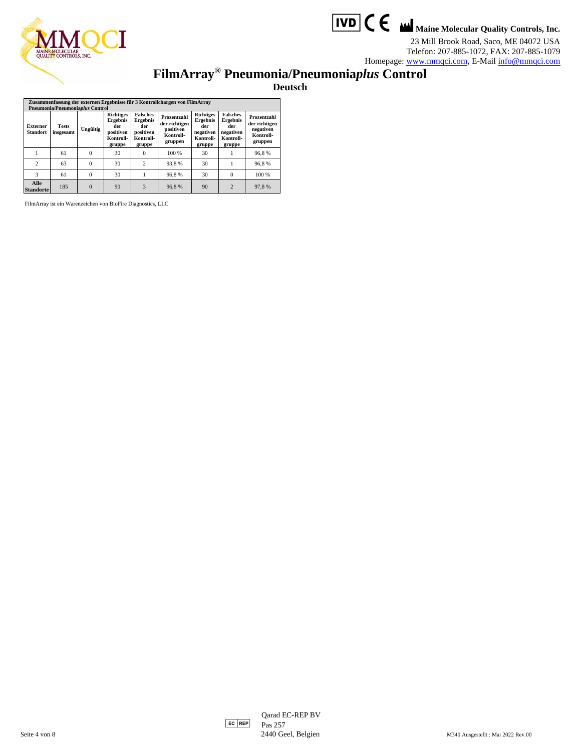**Maine Molecular Quality Controls, Inc.**

23 Mill Brook Road, Saco, ME 04072 USA
Telefon: 207-885-1072, FAX: 207-885-1079
Homepage: www.mmqci.com, E-Mail info@mmqci.com

# FilmArray® Pneumonia/Pneumonia*plus* Control

## Deutsch

| Zusammenfassung der externen Ergebnisse für 3 Kontrollchargen von FilmArray Pneumonia/Pneumonia*plus* Control | | | | | | | | |
|---|---|---|---|---|---|---|---|---|
| **Externer Standort** | **Tests insgesamt** | **Ungültig** | **Richtiges Ergebnis der positiven Kontroll-gruppe** | **Falsches Ergebnis der positiven Kontroll-gruppe** | **Prozentzahl der richtigen positiven Kontroll-gruppen** | **Richtiges Ergebnis der negativen Kontroll-gruppe** | **Falsches Ergebnis der negativen Kontroll-gruppe** | **Prozentzahl der richtigen negativen Kontroll-gruppen** |
| 1 | 61 | 0 | 30 | 0 | 100 % | 30 | 1 | 96,8 % |
| 2 | 63 | 0 | 30 | 2 | 93,8 % | 30 | 1 | 96,8 % |
| 3 | 61 | 0 | 30 | 1 | 96,8 % | 30 | 0 | 100 % |
| **Alle Standorte** | 185 | 0 | 90 | 3 | 96,8 % | 90 | 2 | 97,8 % |

FilmArray ist ein Warenzeichen von BioFire Diagnostics, LLC

Qarad EC-REP BV
Pas 257
2440 Geel, Belgien

M340 Ausgestellt : Mai 2022 Rev.00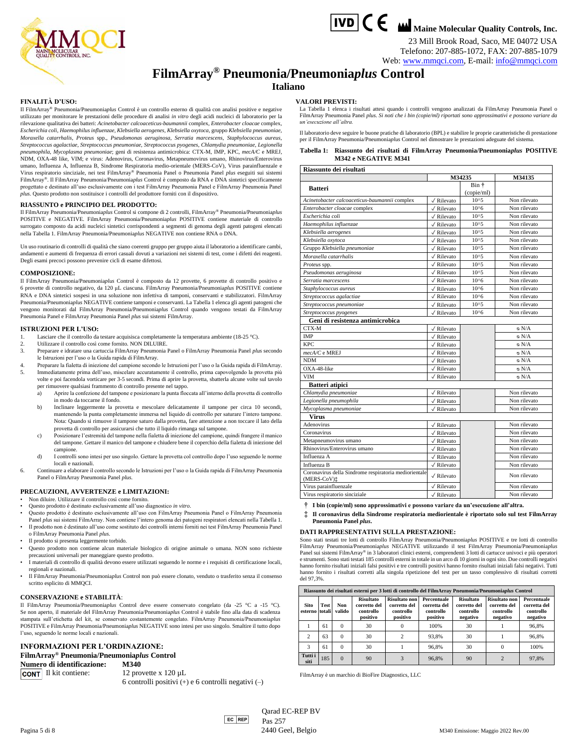Maine Molecular Quality Controls, Inc.
23 Mill Brook Road, Saco, ME 04072 USA
Telefono: 207-885-1072, FAX: 207-885-1079
Web: www.mmqci.com, E-mail: info@mmqci.com

# FilmArray® Pneumonia/Pneumonia*plus* Control

## Italiano

### FINALITÀ D'USO:

Il FilmArray® Pneumonia/Pneumonia*plus* Control è un controllo esterno di qualità con analisi positive e negative utilizzato per monitorare le prestazioni delle procedure di analisi *in vitro* degli acidi nucleici di laboratorio per la rilevazione qualitativa dei batteri: *Acinetobacter calcoaceticus-baumannii* complex, *Enterobacter cloacae* complex, *Escherichia coli*, *Haemophilus influenzae*, *Klebsiella aerogenes*, *Klebsiella oxytoca*, gruppo *Klebsiella pneumoniae*, *Moraxella catarrhalis*, *Proteus* spp., *Pseudomonas aeruginosa*, *Serratia marcescens*, *Staphylococcus aureus*, *Streptococcus agalactiae*, *Streptococcus pneumoniae*, *Streptococcus pyogenes*, *Chlamydia pneumoniae*, *Legionella pneumophila*, *Mycoplasma pneumoniae*; geni di resistenza antimicrobica: CTX-M, IMP, KPC, *mecA/C* e MREJ, NDM, OXA-48 like, VIM; e virus: Adenovirus, Coronavirus, Metapneumovirus umano, Rhinovirus/Enterovirus umano, Influenza A, Influenza B, Sindrome Respiratoria medio-orientale (MERS-CoV), Virus parainfluenzale e Virus respiratorio sinciziale, nei test FilmArray® Pneumonia Panel o Pneumonia Panel *plus* eseguiti sui sistemi FilmArray®. Il FilmArray Pneumonia/Pneumonia*plus* Control è composto da RNA e DNA sintetici specificamente progettato e destinato all'uso esclusivamente con i test FilmArray Pneumonia Panel e FilmArray Pneumonia Panel *plus*. Questo prodotto non sostituisce i controlli del produttore forniti con il dispositivo.

### RIASSUNTO e PRINCIPIO DEL PRODOTTO:

Il FilmArray Pneumonia/Pneumonia*plus* Control si compone di 2 controlli, FilmArray® Pneumonia/Pneumonia*plus* POSITIVE e NEGATIVE. FilmArray Pneumonia/Pneumonia*plus* POSITIVE contiene materiale di controllo surrogato composto da acidi nucleici sintetici corrispondenti a segmenti di genoma degli agenti patogeni elencati nella Tabella 1. FilmArray Pneumonia/Pneumonia*plus* NEGATIVE non contiene RNA o DNA.

Un uso routinario di controlli di qualità che siano coerenti gruppo per gruppo aiuta il laboratorio a identificare cambi, andamenti e aumenti di frequenza di errori casuali dovuti a variazioni nei sistemi di test, come i difetti dei reagenti. Degli esami precoci possono prevenire cicli di esame difettosi.

### COMPOSIZIONE:

Il FilmArray Pneumonia/Pneumonia*plus* Control è composto da 12 provette, 6 provette di controllo positivo e 6 provette di controllo negativo, da 120 µL ciascuna. FilmArray Pneumonia/Pneumonia*plus* POSITIVE contiene RNA e DNA sintetici sospesi in una soluzione non infettiva di tamponi, conservanti e stabilizzatori. FilmArray Pneumonia/Pneumonia*plus* NEGATIVE contiene tamponi e conservanti. La Tabella 1 elenca gli agenti patogeni che vengono monitorati dal FilmArray Pneumonia/Pneumonia*plus* Control quando vengono testati da FilmArray Pneumonia Panel e FilmArray Pneumonia Panel *plus* sui sistemi FilmArray.

### ISTRUZIONI PER L'USO:

1. Lasciare che il controllo da testare acquisisca completamente la temperatura ambiente (18-25 °C).
2. Utilizzare il controllo così come fornito. NON DILUIRE.
3. Preparare e idratare una cartuccia FilmArray Pneumonia Panel o FilmArray Pneumonia Panel *plus* secondo le Istruzioni per l'uso o la Guida rapida di FilmArray.
4. Preparare la fialetta di iniezione del campione secondo le Istruzioni per l'uso o la Guida rapida di FilmArray.
5. Immediatamente prima dell'uso, miscelare accuratamente il controllo, prima capovolgendo la provetta più volte e poi facendola vorticare per 3-5 secondi. Prima di aprire la provetta, sbatterla alcune volte sul tavolo per rimuovere qualsiasi frammento di controllo presente nel tappo.
   a) Aprire la confezione del tampone e posizionare la punta floccata all'interno della provetta di controllo in modo da toccarne il fondo.
   b) Inclinare leggermente la provetta e mescolare delicatamente il tampone per circa 10 secondi, mantenendo la punta completamente immersa nel liquido di controllo per saturare l'intero tampone. Nota: Quando si rimuove il tampone saturo dalla provetta, fare attenzione a non toccare il lato della provetta di controllo per assicurarsi che tutto il liquido rimanga sul tampone.
   c) Posizionare l'estremità del tampone nella fialetta di iniezione del campione, quindi frangere il manico del tampone. Gettare il manico del tampone e chiudere bene il coperchio della fialetta di iniezione del campione.
   d) I controlli sono intesi per uso singolo. Gettare la provetta col controllo dopo l'uso seguendo le norme locali e nazionali.
6. Continuare a elaborare il controllo secondo le Istruzioni per l'uso o la Guida rapida di FilmArray Pneumonia Panel o FilmArray Pneumonia Panel *plus*.

### PRECAUZIONI, AVVERTENZE e LIMITAZIONI:

- Non diluire. Utilizzare il controllo così come fornito.
- Questo prodotto è destinato esclusivamente all'uso diagnostico *in vitro*.
- Questo prodotto è destinato esclusivamente all'uso con FilmArray Pneumonia Panel o FilmArray Pneumonia Panel *plus* sui sistemi FilmArray. Non contiene l'intero genoma dei patogeni respiratori elencati nella Tabella 1.
- Il prodotto non è destinato all'uso come sostituto dei controlli interni forniti nei test FilmArray Pneumonia Panel o FilmArray Pneumonia Panel *plus*.
- Il prodotto si presenta leggermente torbido.
- Questo prodotto non contiene alcun materiale biologico di origine animale o umana. NON sono richieste precauzioni universali per maneggiare questo prodotto.
- I materiali di controllo di qualità devono essere utilizzati seguendo le norme e i requisiti di certificazione locali, regionali e nazionali.
- Il FilmArray Pneumonia/Pneumonia*plus* Control non può essere clonato, venduto o trasferito senza il consenso scritto esplicito di MMQCI.

### CONSERVAZIONE e STABILITÀ:

Il FilmArray Pneumonia/Pneumonia*plus* Control deve essere conservato congelato (da -25 °C a -15 °C). Se non aperto, il materiale del FilmArray Pneumonia/Pneumonia*plus* Control è stabile fino alla data di scadenza stampata sull'etichetta del kit, se conservato costantemente congelato. FilmArray Pneumonia/Pneumonia*plus* POSITIVE e FilmArray Pneumonia/Pneumonia*plus* NEGATIVE sono intesi per uso singolo. Smaltire il tutto dopo l'uso, seguendo le norme locali e nazionali.

### INFORMAZIONI PER L'ORDINAZIONE:

**FilmArray® Pneumonia/Pneumonia*plus* Control**

**Numero di identificazione:** **M340**

CONT Il kit contiene: 12 provette x 120 µL
6 controlli positivi (+) e 6 controlli negativi (–)

### VALORI PREVISTI:

La Tabella 1 elenca i risultati attesi quando i controlli vengono analizzati da FilmArray Pneumonia Panel o FilmArray Pneumonia Panel *plus*. *Si noti che i bin (copie/ml) riportati sono approssimativi e possono variare da un'esecuzione all'altra.*

Il laboratorio deve seguire le buone pratiche di laboratorio (BPL) e stabilire le proprie caratteristiche di prestazione per il FilmArray Pneumonia/Pneumonia*plus* Control nel dimostrare le prestazioni adeguate del sistema.

**Tabella 1: Riassunto dei risultati di FilmArray Pneumonia/Pneumonia*plus* POSITIVE M342 e NEGATIVE M341**

| Riassunto dei risultati | | | |
|---|---|---|---|
| | M34235 | | M34135 |
| **Batteri** | | Bin † (copie/ml) | |
| *Acinetobacter calcoaceticus-baumannii* complex | ✓ Rilevato | 10^5 | Non rilevato |
| *Enterobacter cloacae* complex | ✓ Rilevato | 10^6 | Non rilevato |
| *Escherichia coli* | ✓ Rilevato | 10^5 | Non rilevato |
| *Haemophilus influenzae* | ✓ Rilevato | 10^5 | Non rilevato |
| *Klebsiella aerogenes* | ✓ Rilevato | 10^5 | Non rilevato |
| *Klebsiella oxytoca* | ✓ Rilevato | 10^5 | Non rilevato |
| Gruppo *Klebsiella pneumoniae* | ✓ Rilevato | 10^5 | Non rilevato |
| *Moraxella catarrhalis* | ✓ Rilevato | 10^5 | Non rilevato |
| *Proteus* spp. | ✓ Rilevato | 10^5 | Non rilevato |
| *Pseudomonas aeruginosa* | ✓ Rilevato | 10^5 | Non rilevato |
| *Serratia marcescens* | ✓ Rilevato | 10^6 | Non rilevato |
| *Staphylococcus aureus* | ✓ Rilevato | 10^6 | Non rilevato |
| *Streptococcus agalactiae* | ✓ Rilevato | 10^6 | Non rilevato |
| *Streptococcus pneumoniae* | ✓ Rilevato | 10^5 | Non rilevato |
| *Streptococcus pyogenes* | ✓ Rilevato | 10^6 | Non rilevato |
| **Geni di resistenza antimicrobica** | | | |
| CTX-M | ✓ Rilevato | | ⊘ N/A |
| IMP | ✓ Rilevato | | ⊘ N/A |
| KPC | ✓ Rilevato | | ⊘ N/A |
| *mecA/C* e MREJ | ✓ Rilevato | | ⊘ N/A |
| NDM | ✓ Rilevato | | ⊘ N/A |
| OXA-48-like | ✓ Rilevato | | ⊘ N/A |
| VIM | ✓ Rilevato | | ⊘ N/A |
| **Batteri atipici** | | | |
| *Chlamydia pneumoniae* | ✓ Rilevato | | Non rilevato |
| *Legionella pneumophila* | ✓ Rilevato | | Non rilevato |
| *Mycoplasma pneumoniae* | ✓ Rilevato | | Non rilevato |
| **Virus** | | | |
| Adenovirus | ✓ Rilevato | | Non rilevato |
| Coronavirus | ✓ Rilevato | | Non rilevato |
| Metapneumovirus umano | ✓ Rilevato | | Non rilevato |
| Rhinovirus/Enterovirus umano | ✓ Rilevato | | Non rilevato |
| Influenza A | ✓ Rilevato | | Non rilevato |
| Influenza B | ✓ Rilevato | | Non rilevato |
| Coronavirus della Sindrome respiratoria mediorientale (MERS-CoV)‡ | ✓ Rilevato | | Non rilevato |
| Virus parainfluenzale | ✓ Rilevato | | Non rilevato |
| Virus respiratorio sinciziale | ✓ Rilevato | | Non rilevato |

**† I bin (copie/ml) sono approssimativi e possono variare da un'esecuzione all'altra.**

**‡ Il coronavirus della Sindrome respiratoria mediorientale è riportato solo sul test FilmArray Pneumonia Panel *plus*.**

### DATI RAPPRESENTATIVI SULLA PRESTAZIONE:

Sono stati testati tre lotti di controllo FilmArray Pneumonia/Pneumonia*plus* POSITIVE e tre lotti di controllo FilmArray Pneumonia/Pneumonia*plus* NEGATIVE utilizzando il test FilmArray Pneumonia/Pneumonia*plus* Panel sui sistemi FilmArray® in 3 laboratori clinici esterni, comprendenti 3 lotti di cartucce univoci e più operatori e strumenti. Sono stati testati 185 controlli esterni in totale in un arco di 10 giorni in ogni sito. Due controlli negativi hanno fornito risultati iniziali falsi positivi e tre controlli positivi hanno fornito risultati iniziali falsi negativi. Tutti hanno fornito i risultati corretti alla singola ripetizione del test per un tasso complessivo di risultati corretti del 97,3%.

| Riassunto dei risultati esterni per 3 lotti di controllo del FilmArray Pneumonia/Pneumonia*plus* Control | | | | | | | | | |
|---|---|---|---|---|---|---|---|---|---|
| Sito esterno | Test totali | Non valido | Risultato corretto del controllo positivo | Risultato non corretto del controllo positivo | Percentuale corretta del controllo positivo | Risultato corretto del controllo negativo | Risultato non corretto del controllo negativo | Percentuale corretta del controllo negativo |
| 1 | 61 | 0 | 30 | 0 | 100% | 30 | 1 | 96,8% |
| 2 | 63 | 0 | 30 | 2 | 93,8% | 30 | 1 | 96,8% |
| 3 | 61 | 0 | 30 | 1 | 96,8% | 30 | 0 | 100% |
| Tutti i siti | 185 | 0 | 90 | 3 | 96,8% | 90 | 2 | 97,8% |

FilmArray è un marchio di BioFire Diagnostics, LLC

EC REP Qarad EC-REP BV
Pas 257
2440 Geel, Belgio

M340 Emissione: Maggio 2022 Rev.00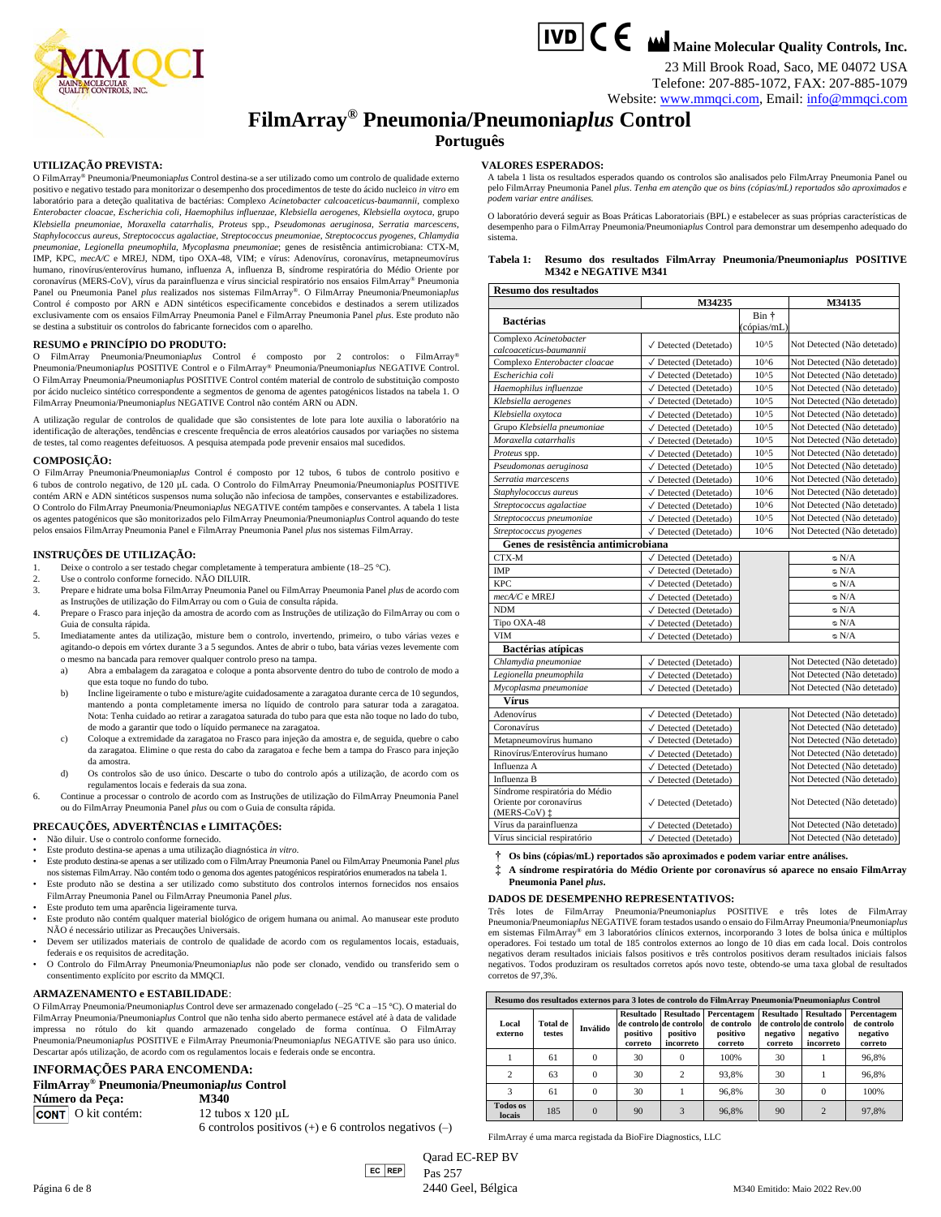IVD CE Maine Molecular Quality Controls, Inc.
23 Mill Brook Road, Saco, ME 04072 USA
Telefone: 207-885-1072, FAX: 207-885-1079
Website: www.mmqci.com, Email: info@mmqci.com

# FilmArray® Pneumonia/Pneumonia*plus* Control

## Português

### UTILIZAÇÃO PREVISTA:

O FilmArray® Pneumonia/Pneumonia*plus* Control destina-se a ser utilizado como um controlo de qualidade externo positivo e negativo testado para monitorizar o desempenho dos procedimentos de teste do ácido nucleico *in vitro* em laboratório para a deteção qualitativa de bactérias: Complexo *Acinetobacter calcoaceticus-baumannii*, complexo *Enterobacter cloacae*, *Escherichia coli*, *Haemophilus influenzae*, *Klebsiella aerogenes*, *Klebsiella oxytoca*, grupo *Klebsiella pneumoniae*, *Moraxella catarrhalis*, *Proteus* spp., *Pseudomonas aeruginosa*, *Serratia marcescens*, *Staphylococcus aureus*, *Streptococcus agalactiae*, *Streptococcus pneumoniae*, *Streptococcus pyogenes*, *Chlamydia pneumoniae*, *Legionella pneumophila*, *Mycoplasma pneumoniae*; genes de resistência antimicrobiana: CTX-M, IMP, KPC, *mecA/C* e MREJ, NDM, tipo OXA-48, VIM; e vírus: Adenovírus, coronavírus, metapneumovírus humano, rinovírus/enterovírus humano, influenza A, influenza B, síndrome respiratória do Médio Oriente por coronavírus (MERS-CoV), vírus da parainfluenza e vírus sincicial respiratório nos ensaios FilmArray® Pneumonia Panel ou Pneumonia Panel *plus* realizados nos sistemas FilmArray®. O FilmArray Pneumonia/Pneumonia*plus* Control é composto por ARN e ADN sintéticos especificamente concebidos e destinados a serem utilizados exclusivamente com os ensaios FilmArray Pneumonia Panel e FilmArray Pneumonia Panel *plus*. Este produto não se destina a substituir os controlos do fabricante fornecidos com o aparelho.

### RESUMO e PRINCÍPIO DO PRODUTO:

O FilmArray Pneumonia/Pneumonia*plus* Control é composto por 2 controlos: o FilmArray® Pneumonia/Pneumonia*plus* POSITIVE Control e o FilmArray® Pneumonia/Pneumonia*plus* NEGATIVE Control. O FilmArray Pneumonia/Pneumonia*plus* POSITIVE Control contém material de controlo de substituição composto por ácido nucleico sintético correspondente a segmentos de genoma de agentes patogénicos listados na tabela 1. O FilmArray Pneumonia/Pneumonia*plus* NEGATIVE Control não contém ARN ou ADN.

A utilização regular de controlos de qualidade que são consistentes de lote para lote auxilia o laboratório na identificação de alterações, tendências e crescente frequência de erros aleatórios causados por variações no sistema de testes, tal como reagentes defeituosos. A pesquisa atempada pode prevenir ensaios mal sucedidos.

### COMPOSIÇÃO:

O FilmArray Pneumonia/Pneumonia*plus* Control é composto por 12 tubos, 6 tubos de controlo positivo e 6 tubos de controlo negativo, de 120 µL cada. O Controlo do FilmArray Pneumonia/Pneumonia*plus* POSITIVE contém ARN e ADN sintéticos suspensos numa solução não infeciosa de tampões, conservantes e estabilizadores. O Controlo do FilmArray Pneumonia/Pneumonia*plus* NEGATIVE contém tampões e conservantes. A tabela 1 lista os agentes patogénicos que são monitorizados pelo FilmArray Pneumonia/Pneumonia*plus* Control aquando do teste pelos ensaios FilmArray Pneumonia Panel e FilmArray Pneumonia Panel *plus* nos sistemas FilmArray.

### INSTRUÇÕES DE UTILIZAÇÃO:

1. Deixe o controlo a ser testado chegar completamente à temperatura ambiente (18–25 °C).
2. Use o controlo conforme fornecido. NÃO DILUIR.
3. Prepare e hidrate uma bolsa FilmArray Pneumonia Panel ou FilmArray Pneumonia Panel *plus* de acordo com as Instruções de utilização do FilmArray ou com o Guia de consulta rápida.
4. Prepare o Frasco para injeção da amostra de acordo com as Instruções de utilização do FilmArray ou com o Guia de consulta rápida.
5. Imediatamente antes da utilização, misture bem o controlo, invertendo, primeiro, o tubo várias vezes e agitando-o depois em vórtex durante 3 a 5 segundos. Antes de abrir o tubo, bata várias vezes levemente com o mesmo na bancada para remover qualquer controlo preso na tampa.
   a) Abra a embalagem da zaragatoa e coloque a ponta absorvente dentro do tubo de controlo de modo a que esta toque no fundo do tubo.
   b) Incline ligeiramente o tubo e misture/agite cuidadosamente a zaragatoa durante cerca de 10 segundos, mantendo a ponta completamente imersa no líquido de controlo para saturar toda a zaragatoa. Nota: Tenha cuidado ao retirar a zaragatoa saturada do tubo para que esta não toque no lado do tubo, de modo a garantir que todo o líquido permanece na zaragatoa.
   c) Coloque a extremidade da zaragatoa no Frasco para injeção da amostra e, de seguida, quebre o cabo da zaragatoa. Elimine o que resta do cabo da zaragatoa e feche bem a tampa do Frasco para injeção da amostra.
   d) Os controlos são de uso único. Descarte o tubo do controlo após a utilização, de acordo com os regulamentos locais e federais da sua zona.
6. Continue a processar o controlo de acordo com as Instruções de utilização do FilmArray Pneumonia Panel ou do FilmArray Pneumonia Panel *plus* ou com o Guia de consulta rápida.

### PRECAUÇÕES, ADVERTÊNCIAS e LIMITAÇÕES:

- Não diluir. Use o controlo conforme fornecido.
- Este produto destina-se apenas a uma utilização diagnóstica *in vitro*.
- Este produto destina-se apenas a ser utilizado com o FilmArray Pneumonia Panel ou FilmArray Pneumonia Panel *plus* nos sistemas FilmArray. Não contém todo o genoma dos agentes patogénicos respiratórios enumerados na tabela 1.
- Este produto não se destina a ser utilizado como substituto dos controlos internos fornecidos nos ensaios FilmArray Pneumonia Panel ou FilmArray Pneumonia Panel *plus*.
- Este produto tem uma aparência ligeiramente turva.
- Este produto não contém qualquer material biológico de origem humana ou animal. Ao manusear este produto NÃO é necessário utilizar as Precauções Universais.
- Devem ser utilizados materiais de controlo de qualidade de acordo com os regulamentos locais, estaduais, federais e os requisitos de acreditação.
- O Controlo do FilmArray Pneumonia/Pneumonia*plus* não pode ser clonado, vendido ou transferido sem o consentimento explícito por escrito da MMQCI.

### ARMAZENAMENTO e ESTABILIDADE:

O FilmArray Pneumonia/Pneumonia*plus* Control deve ser armazenado congelado (–25 °C a –15 °C). O material do FilmArray Pneumonia/Pneumonia*plus* Control que não tenha sido aberto permanece estável até à data de validade impressa no rótulo do kit quando armazenado congelado de forma contínua. O FilmArray Pneumonia/Pneumonia*plus* POSITIVE e FilmArray Pneumonia/Pneumonia*plus* NEGATIVE são para uso único. Descartar após utilização, de acordo com os regulamentos locais e federais onde se encontra.

### INFORMAÇÕES PARA ENCOMENDA:

**FilmArray® Pneumonia/Pneumonia*plus* Control**

**Número da Peça:** **M340**

CONT O kit contém: 12 tubos x 120 µL
6 controlos positivos (+) e 6 controlos negativos (–)

### VALORES ESPERADOS:

A tabela 1 lista os resultados esperados quando os controlos são analisados pelo FilmArray Pneumonia Panel ou pelo FilmArray Pneumonia Panel *plus*. *Tenha em atenção que os bins (cópias/mL) reportados são aproximados e podem variar entre análises.*

O laboratório deverá seguir as Boas Práticas Laboratoriais (BPL) e estabelecer as suas próprias características de desempenho para o FilmArray Pneumonia/Pneumonia*plus* Control para demonstrar um desempenho adequado do sistema.

**Tabela 1: Resumo dos resultados FilmArray Pneumonia/Pneumonia*plus* POSITIVE M342 e NEGATIVE M341**

| Resumo dos resultados | | | |
|---|---|---|---|
| | M34235 | | M34135 |
| **Bactérias** | | Bin † (cópias/mL) | |
| Complexo *Acinetobacter calcoaceticus-baumannii* | ✓ Detected (Detetado) | 10^5 | Not Detected (Não detetado) |
| Complexo *Enterobacter cloacae* | ✓ Detected (Detetado) | 10^6 | Not Detected (Não detetado) |
| *Escherichia coli* | ✓ Detected (Detetado) | 10^5 | Not Detected (Não detetado) |
| *Haemophilus influenzae* | ✓ Detected (Detetado) | 10^5 | Not Detected (Não detetado) |
| *Klebsiella aerogenes* | ✓ Detected (Detetado) | 10^5 | Not Detected (Não detetado) |
| *Klebsiella oxytoca* | ✓ Detected (Detetado) | 10^5 | Not Detected (Não detetado) |
| Grupo *Klebsiella pneumoniae* | ✓ Detected (Detetado) | 10^5 | Not Detected (Não detetado) |
| *Moraxella catarrhalis* | ✓ Detected (Detetado) | 10^5 | Not Detected (Não detetado) |
| *Proteus* spp. | ✓ Detected (Detetado) | 10^5 | Not Detected (Não detetado) |
| *Pseudomonas aeruginosa* | ✓ Detected (Detetado) | 10^5 | Not Detected (Não detetado) |
| *Serratia marcescens* | ✓ Detected (Detetado) | 10^6 | Not Detected (Não detetado) |
| *Staphylococcus aureus* | ✓ Detected (Detetado) | 10^6 | Not Detected (Não detetado) |
| *Streptococcus agalactiae* | ✓ Detected (Detetado) | 10^6 | Not Detected (Não detetado) |
| *Streptococcus pneumoniae* | ✓ Detected (Detetado) | 10^5 | Not Detected (Não detetado) |
| *Streptococcus pyogenes* | ✓ Detected (Detetado) | 10^6 | Not Detected (Não detetado) |
| **Genes de resistência antimicrobiana** | | | |
| CTX-M | ✓ Detected (Detetado) | | ⊘ N/A |
| IMP | ✓ Detected (Detetado) | | ⊘ N/A |
| KPC | ✓ Detected (Detetado) | | ⊘ N/A |
| *mecA/C* e MREJ | ✓ Detected (Detetado) | | ⊘ N/A |
| NDM | ✓ Detected (Detetado) | | ⊘ N/A |
| Tipo OXA-48 | ✓ Detected (Detetado) | | ⊘ N/A |
| VIM | ✓ Detected (Detetado) | | ⊘ N/A |
| **Bactérias atípicas** | | | |
| *Chlamydia pneumoniae* | ✓ Detected (Detetado) | | Not Detected (Não detetado) |
| *Legionella pneumophila* | ✓ Detected (Detetado) | | Not Detected (Não detetado) |
| *Mycoplasma pneumoniae* | ✓ Detected (Detetado) | | Not Detected (Não detetado) |
| **Vírus** | | | |
| Adenovírus | ✓ Detected (Detetado) | | Not Detected (Não detetado) |
| Coronavírus | ✓ Detected (Detetado) | | Not Detected (Não detetado) |
| Metapneumovírus humano | ✓ Detected (Detetado) | | Not Detected (Não detetado) |
| Rinovírus/Enterovírus humano | ✓ Detected (Detetado) | | Not Detected (Não detetado) |
| Influenza A | ✓ Detected (Detetado) | | Not Detected (Não detetado) |
| Influenza B | ✓ Detected (Detetado) | | Not Detected (Não detetado) |
| Síndrome respiratória do Médio Oriente por coronavírus (MERS-CoV) ‡ | ✓ Detected (Detetado) | | Not Detected (Não detetado) |
| Vírus da parainfluenza | ✓ Detected (Detetado) | | Not Detected (Não detetado) |
| Vírus sincicial respiratório | ✓ Detected (Detetado) | | Not Detected (Não detetado) |

**† Os bins (cópias/mL) reportados são aproximados e podem variar entre análises.**

**‡ A síndrome respiratória do Médio Oriente por coronavírus só aparece no ensaio FilmArray Pneumonia Panel *plus*.**

### DADOS DE DESEMPENHO REPRESENTATIVOS:

Três lotes de FilmArray Pneumonia/Pneumonia*plus* POSITIVE e três lotes de FilmArray Pneumonia/Pneumonia*plus* NEGATIVE foram testados usando o ensaio do FilmArray Pneumonia/Pneumonia*plus* em sistemas FilmArray® em 3 laboratórios clínicos externos, incorporando 3 lotes de bolsa única e múltiplos operadores. Foi testado um total de 185 controlos externos ao longo de 10 dias em cada local. Dois controlos negativos deram resultados iniciais falsos positivos e três controlos positivos deram resultados iniciais falsos negativos. Todos produziram os resultados corretos após novo teste, obtendo-se uma taxa global de resultados corretos de 97,3%.

| Resumo dos resultados externos para 3 lotes de controlo do FilmArray Pneumonia/Pneumonia*plus* Control | | | | | | | | |
|---|---|---|---|---|---|---|---|---|
| Local externo | Total de testes | Inválido | Resultado de controlo positivo correto | Resultado de controlo positivo incorreto | Percentagem de controlo positivo correto | Resultado de controlo negativo correto | Resultado de controlo negativo incorreto | Percentagem de controlo negativo correto |
| 1 | 61 | 0 | 30 | 0 | 100% | 30 | 1 | 96,8% |
| 2 | 63 | 0 | 30 | 2 | 93,8% | 30 | 1 | 96,8% |
| 3 | 61 | 0 | 30 | 1 | 96,8% | 30 | 0 | 100% |
| Todos os locais | 185 | 0 | 90 | 3 | 96,8% | 90 | 2 | 97,8% |

FilmArray é uma marca registada da BioFire Diagnostics, LLC

EC REP Qarad EC-REP BV
Pas 257
2440 Geel, Bélgica

M340 Emitido: Maio 2022 Rev.00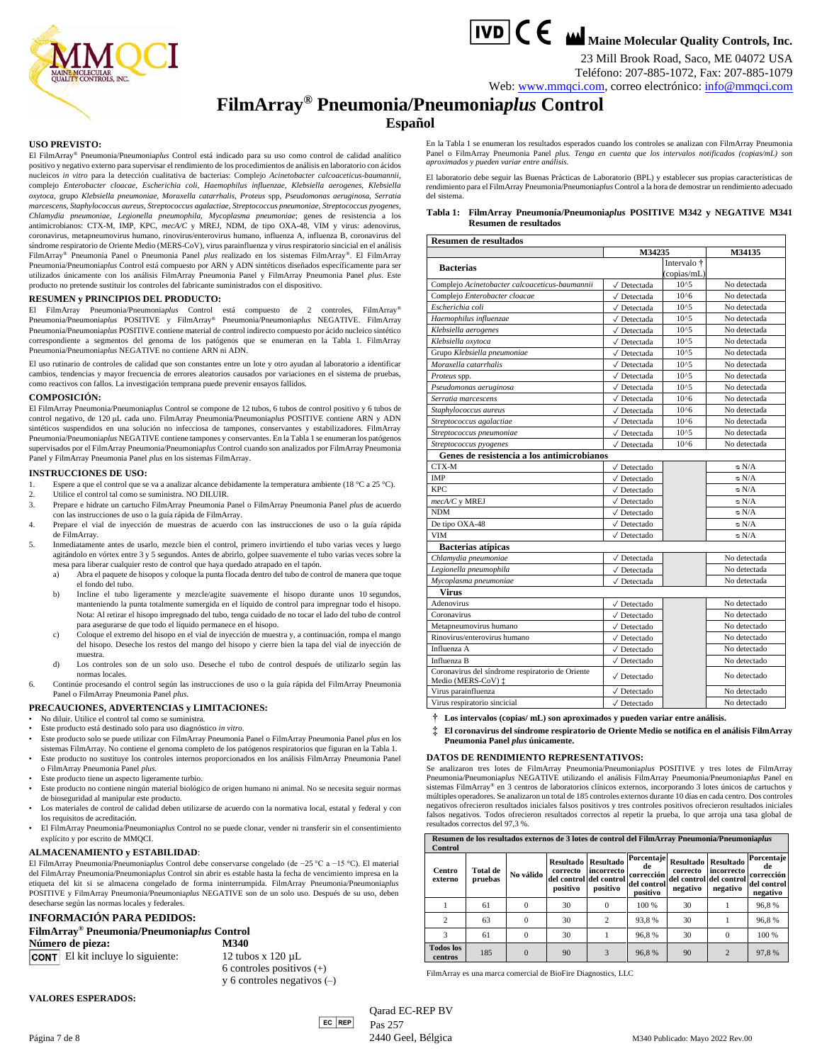**Maine Molecular Quality Controls, Inc.**

23 Mill Brook Road, Saco, ME 04072 USA
Teléfono: 207-885-1072, Fax: 207-885-1079
Web: www.mmqci.com, correo electrónico: info@mmqci.com

# FilmArray® Pneumonia/Pneumonia*plus* Control

## Español

### USO PREVISTO:

El FilmArray® Pneumonia/Pneumonia*plus* Control está indicado para su uso como control de calidad analítico positivo y negativo externo para supervisar el rendimiento de los procedimientos de análisis en laboratorio con ácidos nucleicos *in vitro* para la detección cualitativa de bacterias: Complejo *Acinetobacter calcoaceticus-baumannii*, complejo *Enterobacter cloacae*, *Escherichia coli*, *Haemophilus influenzae*, *Klebsiella aerogenes*, *Klebsiella oxytoca*, grupo *Klebsiella pneumoniae*, *Moraxella catarrhalis*, *Proteus* spp, *Pseudomonas aeruginosa*, *Serratia marcescens*, *Staphylococcus aureus*, *Streptococcus agalactiae*, *Streptococcus pneumoniae*, *Streptococcus pyogenes*, *Chlamydia pneumoniae*, *Legionella pneumophila*, *Mycoplasma pneumoniae*; genes de resistencia a los antimicrobianos: CTX-M, IMP, KPC, *mecA/C* y MREJ, NDM, de tipo OXA-48, VIM y virus: adenovirus, coronavirus, metapneumovirus humano, rinovirus/enterovirus humano, influenza A, influenza B, coronavirus del síndrome respiratorio de Oriente Medio (MERS-CoV), virus parainfluenza y virus respiratorio sincicial en el análisis FilmArray® Pneumonia Panel o Pneumonia Panel *plus* realizado en los sistemas FilmArray®. El FilmArray Pneumonia/Pneumonia*plus* Control está compuesto por ARN y ADN sintéticos diseñados específicamente para ser utilizados únicamente con los análisis FilmArray Pneumonia Panel y FilmArray Pneumonia Panel *plus*. Este producto no pretende sustituir los controles del fabricante suministrados con el dispositivo.

### RESUMEN y PRINCIPIOS DEL PRODUCTO:

El FilmArray Pneumonia/Pneumonia*plus* Control está compuesto de 2 controles, FilmArray® Pneumonia/Pneumonia*plus* POSITIVE y FilmArray® Pneumonia/Pneumonia*plus* NEGATIVE. FilmArray Pneumonia/Pneumonia*plus* POSITIVE contiene material de control indirecto compuesto por ácido nucleico sintético correspondiente a segmentos del genoma de los patógenos que se enumeran en la Tabla 1. FilmArray Pneumonia/Pneumonia*plus* NEGATIVE no contiene ARN ni ADN.

El uso rutinario de controles de calidad que son constantes entre un lote y otro ayudan al laboratorio a identificar cambios, tendencias y mayor frecuencia de errores aleatorios causados por variaciones en el sistema de pruebas, como reactivos con fallos. La investigación temprana puede prevenir ensayos fallidos.

### COMPOSICIÓN:

El FilmArray Pneumonia/Pneumonia*plus* Control se compone de 12 tubos, 6 tubos de control positivo y 6 tubos de control negativo, de 120 µL cada uno. FilmArray Pneumonia/Pneumonia*plus* POSITIVE contiene ARN y ADN sintéticos suspendidos en una solución no infecciosa de tampones, conservantes y estabilizadores. FilmArray Pneumonia/Pneumonia*plus* NEGATIVE contiene tampones y conservantes. En la Tabla 1 se enumeran los patógenos supervisados por el FilmArray Pneumonia/Pneumonia*plus* Control cuando son analizados por FilmArray Pneumonia Panel y FilmArray Pneumonia Panel *plus* en los sistemas FilmArray.

### INSTRUCCIONES DE USO:

1. Espere a que el control que se va a analizar alcance debidamente la temperatura ambiente (18 °C a 25 °C).
2. Utilice el control tal como se suministra. NO DILUIR.
3. Prepare e hidrate un cartucho FilmArray Pneumonia Panel o FilmArray Pneumonia Panel *plus* de acuerdo con las instrucciones de uso o la guía rápida de FilmArray.
4. Prepare el vial de inyección de muestras de acuerdo con las instrucciones de uso o la guía rápida de FilmArray.
5. Inmediatamente antes de usarlo, mezcle bien el control, primero invirtiendo el tubo varias veces y luego agitándolo en vórtex entre 3 y 5 segundos. Antes de abrirlo, golpee suavemente el tubo varias veces sobre la mesa para liberar cualquier resto de control que haya quedado atrapado en el tapón.
   a) Abra el paquete de hisopos y coloque la punta flocada dentro del tubo de control de manera que toque el fondo del tubo.
   b) Incline el tubo ligeramente y mezcle/agite suavemente el hisopo durante unos 10 segundos, manteniendo la punta totalmente sumergida en el líquido de control para impregnar todo el hisopo. Nota: Al retirar el hisopo impregnado del tubo, tenga cuidado de no tocar el lado del tubo de control para asegurarse de que todo el líquido permanece en el hisopo.
   c) Coloque el extremo del hisopo en el vial de inyección de muestra y, a continuación, rompa el mango del hisopo. Deseche los restos del mango del hisopo y cierre bien la tapa del vial de inyección de muestra.
   d) Los controles son de un solo uso. Deseche el tubo de control después de utilizarlo según las normas locales.
6. Continúe procesando el control según las instrucciones de uso o la guía rápida del FilmArray Pneumonia Panel o FilmArray Pneumonia Panel *plus*.

### PRECAUCIONES, ADVERTENCIAS y LIMITACIONES:

- No diluir. Utilice el control tal como se suministra.
- Este producto está destinado solo para uso diagnóstico *in vitro*.
- Este producto solo se puede utilizar con FilmArray Pneumonia Panel o FilmArray Pneumonia Panel *plus* en los sistemas FilmArray. No contiene el genoma completo de los patógenos respiratorios que figuran en la Tabla 1.
- Este producto no sustituye los controles internos proporcionados en los análisis FilmArray Pneumonia Panel o FilmArray Pneumonia Panel *plus*.
- Este producto tiene un aspecto ligeramente turbio.
- Este producto no contiene ningún material biológico de origen humano ni animal. No se necesita seguir normas de bioseguridad al manipular este producto.
- Los materiales de control de calidad deben utilizarse de acuerdo con la normativa local, estatal y federal y con los requisitos de acreditación.
- El FilmArray Pneumonia/Pneumonia*plus* Control no se puede clonar, vender ni transferir sin el consentimiento explícito y por escrito de MMQCI.

### ALMACENAMIENTO y ESTABILIDAD:

El FilmArray Pneumonia/Pneumonia*plus* Control debe conservarse congelado (de −25 °C a −15 °C). El material del FilmArray Pneumonia/Pneumonia*plus* Control sin abrir es estable hasta la fecha de vencimiento impresa en la etiqueta del kit si se almacena congelado de forma ininterrumpida. FilmArray Pneumonia/Pneumonia*plus* POSITIVE y FilmArray Pneumonia/Pneumonia*plus* NEGATIVE son de un solo uso. Después de su uso, deben desecharse según las normas locales y federales.

### INFORMACIÓN PARA PEDIDOS:

**FilmArray® Pneumonia/Pneumonia*plus* Control**

| **Número de pieza:** | **M340** |
|---|---|
| CONT El kit incluye lo siguiente: | 12 tubos x 120 µL<br>6 controles positivos (+)<br>y 6 controles negativos (–) |

### VALORES ESPERADOS:

En la Tabla 1 se enumeran los resultados esperados cuando los controles se analizan con FilmArray Pneumonia Panel o FilmArray Pneumonia Panel *plus*. *Tenga en cuenta que los intervalos notificados (copias/mL) son aproximados y pueden variar entre análisis.*

El laboratorio debe seguir las Buenas Prácticas de Laboratorio (BPL) y establecer sus propias características de rendimiento para el FilmArray Pneumonia/Pneumonia*plus* Control a la hora de demostrar un rendimiento adecuado del sistema.

**Tabla 1: FilmArray Pneumonía/Pneumonia*plus* POSITIVE M342 y NEGATIVE M341 Resumen de resultados**

| **Resumen de resultados** | | | |
|---|---|---|---|
| | **M34235** | | **M34135** |
| **Bacterias** | | Intervalo †<br>(copias/mL) | |
| Complejo *Acinetobacter calcoaceticus-baumannii* | ✓ Detectada | 10^5 | No detectada |
| Complejo *Enterobacter cloacae* | ✓ Detectada | 10^6 | No detectada |
| *Escherichia coli* | ✓ Detectada | 10^5 | No detectada |
| *Haemophilus influenzae* | ✓ Detectada | 10^5 | No detectada |
| *Klebsiella aerogenes* | ✓ Detectada | 10^5 | No detectada |
| *Klebsiella oxytoca* | ✓ Detectada | 10^5 | No detectada |
| Grupo *Klebsiella pneumoniae* | ✓ Detectada | 10^5 | No detectada |
| *Moraxella catarrhalis* | ✓ Detectada | 10^5 | No detectada |
| *Proteus* spp. | ✓ Detectada | 10^5 | No detectada |
| *Pseudomonas aeruginosa* | ✓ Detectada | 10^5 | No detectada |
| *Serratia marcescens* | ✓ Detectada | 10^6 | No detectada |
| *Staphylococcus aureus* | ✓ Detectada | 10^6 | No detectada |
| *Streptococcus agalactiae* | ✓ Detectada | 10^6 | No detectada |
| *Streptococcus pneumoniae* | ✓ Detectada | 10^5 | No detectada |
| *Streptococcus pyogenes* | ✓ Detectada | 10^6 | No detectada |
| **Genes de resistencia a los antimicrobianos** | | | |
| CTX-M | ✓ Detectado | | ⦸ N/A |
| IMP | ✓ Detectado | | ⦸ N/A |
| KPC | ✓ Detectado | | ⦸ N/A |
| *mecA/C* y MREJ | ✓ Detectado | | ⦸ N/A |
| NDM | ✓ Detectado | | ⦸ N/A |
| De tipo OXA-48 | ✓ Detectado | | ⦸ N/A |
| VIM | ✓ Detectado | | ⦸ N/A |
| **Bacterias atípicas** | | | |
| *Chlamydia pneumoniae* | ✓ Detectada | | No detectada |
| *Legionella pneumophila* | ✓ Detectada | | No detectada |
| *Mycoplasma pneumoniae* | ✓ Detectada | | No detectada |
| **Virus** | | | |
| Adenovirus | ✓ Detectado | | No detectado |
| Coronavirus | ✓ Detectado | | No detectado |
| Metapneumovirus humano | ✓ Detectado | | No detectado |
| Rinovirus/enterovirus humano | ✓ Detectado | | No detectado |
| Influenza A | ✓ Detectado | | No detectado |
| Influenza B | ✓ Detectado | | No detectado |
| Coronavirus del síndrome respiratorio de Oriente Medio (MERS-CoV) ‡ | ✓ Detectado | | No detectado |
| Virus parainfluenza | ✓ Detectado | | No detectado |
| Virus respiratorio sincicial | ✓ Detectado | | No detectado |

† **Los intervalos (copias/ mL) son aproximados y pueden variar entre análisis.**

‡ **El coronavirus del síndrome respiratorio de Oriente Medio se notifica en el análisis FilmArray Pneumonia Panel *plus* únicamente.**

### DATOS DE RENDIMIENTO REPRESENTATIVOS:

Se analizaron tres lotes de FilmArray Pneumonia/Pneumonia*plus* POSITIVE y tres lotes de FilmArray Pneumonia/Pneumonia*plus* NEGATIVE utilizando el análisis FilmArray Pneumonia/Pneumonia*plus* Panel en sistemas FilmArray® en 3 centros de laboratorios clínicos externos, incorporando 3 lotes únicos de cartuchos y múltiples operadores. Se analizaron un total de 185 controles externos durante 10 días en cada centro. Dos controles negativos ofrecieron resultados iniciales falsos positivos y tres controles positivos ofrecieron resultados iniciales falsos negativos. Todos ofrecieron resultados correctos al repetir la prueba, lo que arroja una tasa global de resultados correctos del 97,3 %.

**Resumen de los resultados externos de 3 lotes de control del FilmArray Pneumonia/Pneumonia*plus* Control**

| Centro externo | Total de pruebas | No válido | Resultado correcto del control positivo | Resultado incorrecto del control positivo | Porcentaje de corrección del control positivo | Resultado correcto del control negativo | Resultado incorrecto del control negativo | Porcentaje de corrección del control negativo |
|---|---|---|---|---|---|---|---|---|
| 1 | 61 | 0 | 30 | 0 | 100 % | 30 | 1 | 96,8 % |
| 2 | 63 | 0 | 30 | 2 | 93,8 % | 30 | 1 | 96,8 % |
| 3 | 61 | 0 | 30 | 1 | 96,8 % | 30 | 0 | 100 % |
| **Todos los centros** | 185 | 0 | 90 | 3 | 96,8 % | 90 | 2 | 97,8 % |

FilmArray es una marca comercial de BioFire Diagnostics, LLC

EC REP Qarad EC-REP BV
Pas 257
2440 Geel, Bélgica

M340 Publicado: Mayo 2022 Rev.00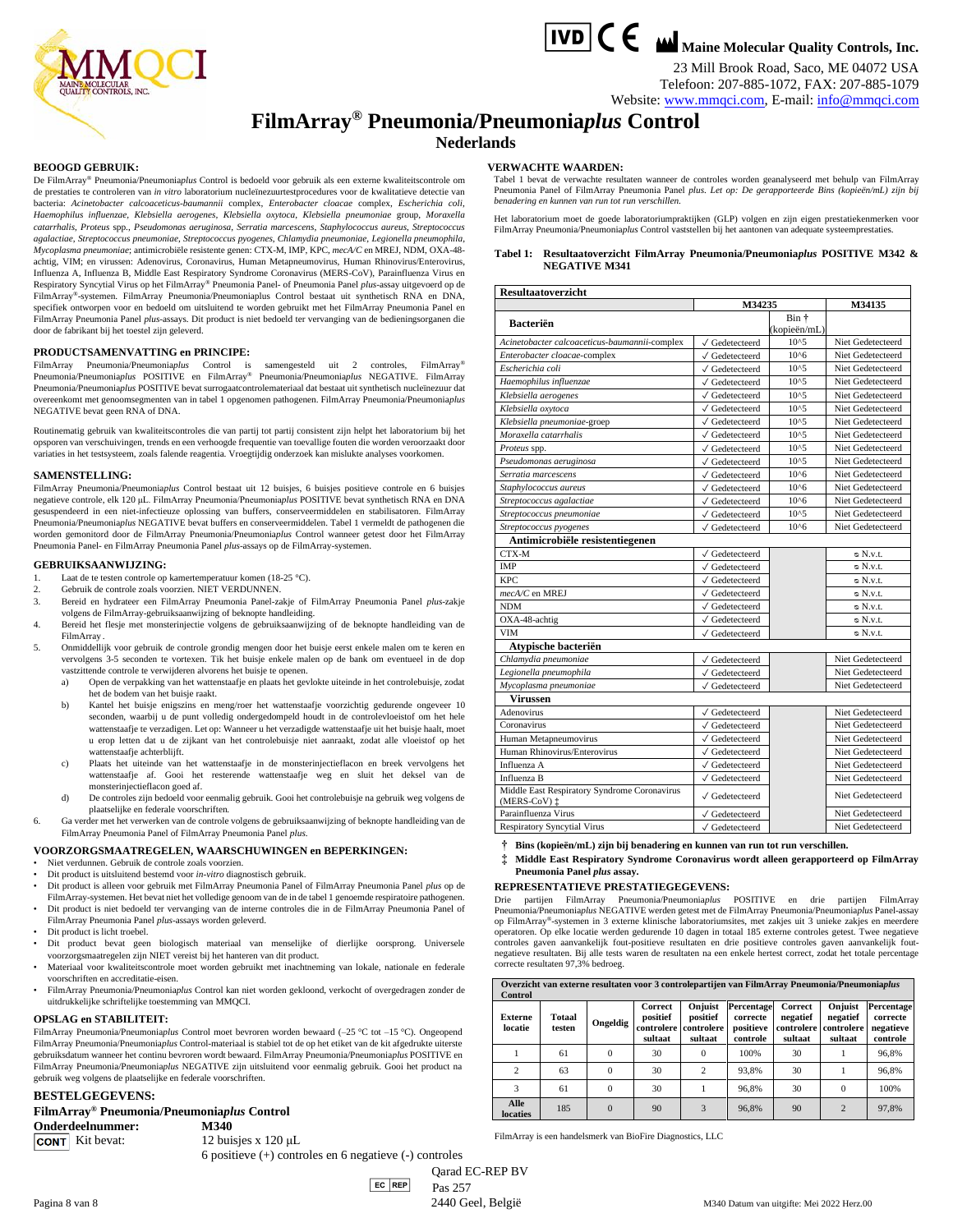IVD CE **Maine Molecular Quality Controls, Inc.**

23 Mill Brook Road, Saco, ME 04072 USA
Telefoon: 207-885-1072, FAX: 207-885-1079
Website: www.mmqci.com, E-mail: info@mmqci.com

# FilmArray® Pneumonia/Pneumonia*plus* Control

## Nederlands

### BEOOGD GEBRUIK:

De FilmArray® Pneumonia/Pneumonia*plus* Control is bedoeld voor gebruik als een externe kwaliteitscontrole om de prestaties te controleren van *in vitro* laboratorium nucleïnezuurtestprocedures voor de kwalitatieve detectie van bacteria: *Acinetobacter calcoaceticus-baumannii* complex, *Enterobacter cloacae* complex, *Escherichia coli*, *Haemophilus influenzae*, *Klebsiella aerogenes*, *Klebsiella oxytoca*, *Klebsiella pneumoniae* group, *Moraxella catarrhalis*, *Proteus* spp., *Pseudomonas aeruginosa*, *Serratia marcescens*, *Staphylococcus aureus*, *Streptococcus agalactiae*, *Streptococcus pneumoniae*, *Streptococcus pyogenes*, *Chlamydia pneumoniae*, *Legionella pneumophila*, *Mycoplasma pneumoniae*; antimicrobiële resistente genen: CTX-M, IMP, KPC, *mecA*/*C* en MREJ, NDM, OXA-48-achtig, VIM; en virussen: Adenovirus, Coronavirus, Human Metapneumovirus, Human Rhinovirus/Enterovirus, Influenza A, Influenza B, Middle East Respiratory Syndrome Coronavirus (MERS-CoV), Parainfluenza Virus en Respiratory Syncytial Virus op het FilmArray® Pneumonia Panel- of Pneumonia Panel *plus*-assay uitgevoerd op de FilmArray®-systemen. FilmArray Pneumonia/Pneumoniaplus Control bestaat uit synthetisch RNA en DNA, specifiek ontworpen voor en bedoeld om uitsluitend te worden gebruikt met het FilmArray Pneumonia Panel en FilmArray Pneumonia Panel *plus*-assays. Dit product is niet bedoeld ter vervanging van de bedieningsorganen die door de fabrikant bij het toestel zijn geleverd.

### PRODUCTSAMENVATTING en PRINCIPE:

FilmArray Pneumonia/Pneumonia*plus* Control is samengesteld uit 2 controles, FilmArray® Pneumonia/Pneumonia*plus* POSITIVE en FilmArray® Pneumonia/Pneumonia*plus* NEGATIVE. FilmArray Pneumonia/Pneumonia*plus* POSITIVE bevat surrogaatcontrolemateriaal dat bestaat uit synthetisch nucleïnezuur dat overeenkomt met genoomsegmenten van in tabel 1 opgenomen pathogenen. FilmArray Pneumonia/Pneumonia*plus* NEGATIVE bevat geen RNA of DNA.

Routinematig gebruik van kwaliteitscontroles die van partij tot partij consistent zijn helpt het laboratorium bij het opsporen van verschuivingen, trends en een verhoogde frequentie van toevallige fouten die worden veroorzaakt door variaties in het testsysteem, zoals falende reagentia. Vroegtijdig onderzoek kan mislukte analyses voorkomen.

### SAMENSTELLING:

FilmArray Pneumonia/Pneumonia*plus* Control bestaat uit 12 buisjes, 6 buisjes positieve controle en 6 buisjes negatieve controle, elk 120 µL. FilmArray Pneumonia/Pneumonia*plus* POSITIVE bevat synthetisch RNA en DNA gesuspendeerd in een niet-infectieuze oplossing van buffers, conserveermiddelen en stabilisatoren. FilmArray Pneumonia/Pneumonia*plus* NEGATIVE bevat buffers en conserveermiddelen. Tabel 1 vermeldt de pathogenen die worden gemonitord door de FilmArray Pneumonia/Pneumonia*plus* Control wanneer getest door het FilmArray Pneumonia Panel- en FilmArray Pneumonia Panel *plus*-assays op de FilmArray-systemen.

### GEBRUIKSAANWIJZING:

1. Laat de te testen controle op kamertemperatuur komen (18-25 °C).
2. Gebruik de controle zoals voorzien. NIET VERDUNNEN.
3. Bereid en hydrateer een FilmArray Pneumonia Panel-zakje of FilmArray Pneumonia Panel *plus*-zakje volgens de FilmArray-gebruiksaanwijzing of beknopte handleiding.
4. Bereid het flesje met monsterinjectie volgens de gebruiksaanwijzing of de beknopte handleiding van de FilmArray.
5. Onmiddellijk voor gebruik de controle grondig mengen door het buisje eerst enkele malen om te keren en vervolgens 3-5 seconden te vortexen. Tik het buisje enkele malen op de bank om eventueel in de dop vastzittende controle te verwijderen alvorens het buisje te openen.
   a) Open de verpakking van het wattenstaafje en plaats het gevlokte uiteinde in het controlebuisje, zodat het de bodem van het buisje raakt.
   b) Kantel het buisje enigszins en meng/roer het wattenstaafje voorzichtig gedurende ongeveer 10 seconden, waarbij u de punt volledig ondergedompeld houdt in de controlevloeistof om het hele wattenstaafje te verzadigen. Let op: Wanneer u het verzadigde wattenstaafje uit het buisje haalt, moet u erop letten dat u de zijkant van het controlebuisje niet aanraakt, zodat alle vloeistof op het wattenstaafje achterblijft.
   c) Plaats het uiteinde van het wattenstaafje in de monsterinjectieflacon en breek vervolgens het wattenstaafje af. Gooi het resterende wattenstaafje weg en sluit het deksel van de monsterinjectieflacon goed af.
   d) De controles zijn bedoeld voor eenmalig gebruik. Gooi het controlebuisje na gebruik weg volgens de plaatselijke en federale voorschriften.
6. Ga verder met het verwerken van de controle volgens de gebruiksaanwijzing of beknopte handleiding van de FilmArray Pneumonia Panel of FilmArray Pneumonia Panel *plus*.

### VOORZORGSMAATREGELEN, WAARSCHUWINGEN en BEPERKINGEN:

- Niet verdunnen. Gebruik de controle zoals voorzien.
- Dit product is uitsluitend bestemd voor *in-vitro* diagnostisch gebruik.
- Dit product is alleen voor gebruik met FilmArray Pneumonia Panel of FilmArray Pneumonia Panel *plus* op de FilmArray-systemen. Het bevat niet het volledige genoom van de in de tabel 1 genoemde respiratoire pathogenen.
- Dit product is niet bedoeld ter vervanging van de interne controles die in de FilmArray Pneumonia Panel of FilmArray Pneumonia Panel *plus*-assays worden geleverd.
- Dit product is licht troebel.
- Dit product bevat geen biologisch materiaal van menselijke of dierlijke oorsprong. Universele voorzorgsmaatregelen zijn NIET vereist bij het hanteren van dit product.
- Materiaal voor kwaliteitscontrole moeten worden gebruikt met inachtneming van lokale, nationale en federale voorschriften en accreditatie-eisen.
- FilmArray Pneumonia/Pneumonia*plus* Control kan niet worden gekloond, verkocht of overgedragen zonder de uitdrukkelijke schriftelijke toestemming van MMQCI.

### OPSLAG en STABILITEIT:

FilmArray Pneumonia/Pneumonia*plus* Control moet bevroren worden bewaard (–25 °C tot –15 °C). Ongeopend FilmArray Pneumonia/Pneumonia*plus* Control-materiaal is stabiel tot de op het etiket van de kit afgedrukte uiterste gebruiksdatum wanneer het continu bevroren wordt bewaard. FilmArray Pneumonia/Pneumonia*plus* POSITIVE en FilmArray Pneumonia/Pneumonia*plus* NEGATIVE zijn uitsluitend voor eenmalig gebruik. Gooi het product na gebruik weg volgens de plaatselijke en federale voorschriften.

### BESTELGEGEVENS:

**FilmArray® Pneumonia/Pneumonia*plus* Control**
**Onderdeelnummer:** **M340**
CONT Kit bevat: 12 buisjes x 120 µL
6 positieve (+) controles en 6 negatieve (-) controles

### VERWACHTE WAARDEN:

Tabel 1 bevat de verwachte resultaten wanneer de controles worden geanalyseerd met behulp van FilmArray Pneumonia Panel of FilmArray Pneumonia Panel *plus*. *Let op: De gerapporteerde Bins (kopieën/mL) zijn bij benadering en kunnen van run tot run verschillen.*

Het laboratorium moet de goede laboratoriumpraktijken (GLP) volgen en zijn eigen prestatiekenmerken voor FilmArray Pneumonia/Pneumonia*plus* Control vaststellen bij het aantonen van adequate systeemprestaties.

**Tabel 1: Resultaatoverzicht FilmArray Pneumonia/Pneumonia*plus* POSITIVE M342 & NEGATIVE M341**

| Resultaatoverzicht | | | |
|---|---|---|---|
| | M34235 | | M34135 |
| **Bacteriën** | | Bin † (kopieën/mL) | |
| *Acinetobacter calcoaceticus-baumannii*-complex | ✓ Gedetecteerd | 10^5 | Niet Gedetecteerd |
| *Enterobacter cloacae*-complex | ✓ Gedetecteerd | 10^6 | Niet Gedetecteerd |
| *Escherichia coli* | ✓ Gedetecteerd | 10^5 | Niet Gedetecteerd |
| *Haemophilus influenzae* | ✓ Gedetecteerd | 10^5 | Niet Gedetecteerd |
| *Klebsiella aerogenes* | ✓ Gedetecteerd | 10^5 | Niet Gedetecteerd |
| *Klebsiella oxytoca* | ✓ Gedetecteerd | 10^5 | Niet Gedetecteerd |
| *Klebsiella pneumoniae*-groep | ✓ Gedetecteerd | 10^5 | Niet Gedetecteerd |
| *Moraxella catarrhalis* | ✓ Gedetecteerd | 10^5 | Niet Gedetecteerd |
| *Proteus* spp. | ✓ Gedetecteerd | 10^5 | Niet Gedetecteerd |
| *Pseudomonas aeruginosa* | ✓ Gedetecteerd | 10^5 | Niet Gedetecteerd |
| *Serratia marcescens* | ✓ Gedetecteerd | 10^6 | Niet Gedetecteerd |
| *Staphylococcus aureus* | ✓ Gedetecteerd | 10^6 | Niet Gedetecteerd |
| *Streptococcus agalactiae* | ✓ Gedetecteerd | 10^6 | Niet Gedetecteerd |
| *Streptococcus pneumoniae* | ✓ Gedetecteerd | 10^5 | Niet Gedetecteerd |
| *Streptococcus pyogenes* | ✓ Gedetecteerd | 10^6 | Niet Gedetecteerd |
| **Antimicrobiële resistentiegenen** | | | |
| CTX-M | ✓ Gedetecteerd | | ⦸ N.v.t. |
| IMP | ✓ Gedetecteerd | | ⦸ N.v.t. |
| KPC | ✓ Gedetecteerd | | ⦸ N.v.t. |
| *mecA/C* en MREJ | ✓ Gedetecteerd | | ⦸ N.v.t. |
| NDM | ✓ Gedetecteerd | | ⦸ N.v.t. |
| OXA-48-achtig | ✓ Gedetecteerd | | ⦸ N.v.t. |
| VIM | ✓ Gedetecteerd | | ⦸ N.v.t. |
| **Atypische bacteriën** | | | |
| *Chlamydia pneumoniae* | ✓ Gedetecteerd | | Niet Gedetecteerd |
| *Legionella pneumophila* | ✓ Gedetecteerd | | Niet Gedetecteerd |
| *Mycoplasma pneumoniae* | ✓ Gedetecteerd | | Niet Gedetecteerd |
| **Virussen** | | | |
| Adenovirus | ✓ Gedetecteerd | | Niet Gedetecteerd |
| Coronavirus | ✓ Gedetecteerd | | Niet Gedetecteerd |
| Human Metapneumovirus | ✓ Gedetecteerd | | Niet Gedetecteerd |
| Human Rhinovirus/Enterovirus | ✓ Gedetecteerd | | Niet Gedetecteerd |
| Influenza A | ✓ Gedetecteerd | | Niet Gedetecteerd |
| Influenza B | ✓ Gedetecteerd | | Niet Gedetecteerd |
| Middle East Respiratory Syndrome Coronavirus (MERS-CoV) ‡ | ✓ Gedetecteerd | | Niet Gedetecteerd |
| Parainfluenza Virus | ✓ Gedetecteerd | | Niet Gedetecteerd |
| Respiratory Syncytial Virus | ✓ Gedetecteerd | | Niet Gedetecteerd |

† **Bins (kopieën/mL) zijn bij benadering en kunnen van run tot run verschillen.**

‡ **Middle East Respiratory Syndrome Coronavirus wordt alleen gerapporteerd op FilmArray Pneumonia Panel *plus* assay.**

### REPRESENTATIEVE PRESTATIEGEGEVENS:

Drie partijen FilmArray Pneumonia/Pneumonia*plus* POSITIVE en drie partijen FilmArray Pneumonia/Pneumonia*plus* NEGATIVE werden getest met de FilmArray Pneumonia/Pneumonia*plus* Panel-assay op FilmArray®-systemen in 3 externe klinische laboratoriumsites, met zakjes uit 3 unieke zakjes en meerdere operatoren. Op elke locatie werden gedurende 10 dagen in totaal 185 externe controles getest. Twee negatieve controles gaven aanvankelijk fout-positieve resultaten en drie positieve controles gaven aanvankelijk fout-negatieve resultaten. Bij alle tests waren de resultaten na een enkele hertest correct, zodat het totale percentage correcte resultaten 97,3% bedroeg.

| Overzicht van externe resultaten voor 3 controlepartijen van FilmArray Pneumonia/Pneumonia*plus* Control | | | | | | | | |
|---|---|---|---|---|---|---|---|---|
| **Externe locatie** | **Totaal testen** | **Ongeldig** | **Correct positief controlere sultaat** | **Onjuist positief controlere sultaat** | **Percentage correcte positieve controle** | **Correct negatief controlere sultaat** | **Onjuist negatief controlere sultaat** | **Percentage correcte negatieve controle** |
| 1 | 61 | 0 | 30 | 0 | 100% | 30 | 1 | 96,8% |
| 2 | 63 | 0 | 30 | 2 | 93,8% | 30 | 1 | 96,8% |
| 3 | 61 | 0 | 30 | 1 | 96,8% | 30 | 0 | 100% |
| **Alle locaties** | 185 | 0 | 90 | 3 | 96,8% | 90 | 2 | 97,8% |

FilmArray is een handelsmerk van BioFire Diagnostics, LLC

EC REP Qarad EC-REP BV
Pas 257
2440 Geel, België

M340 Datum van uitgifte: Mei 2022 Herz.00